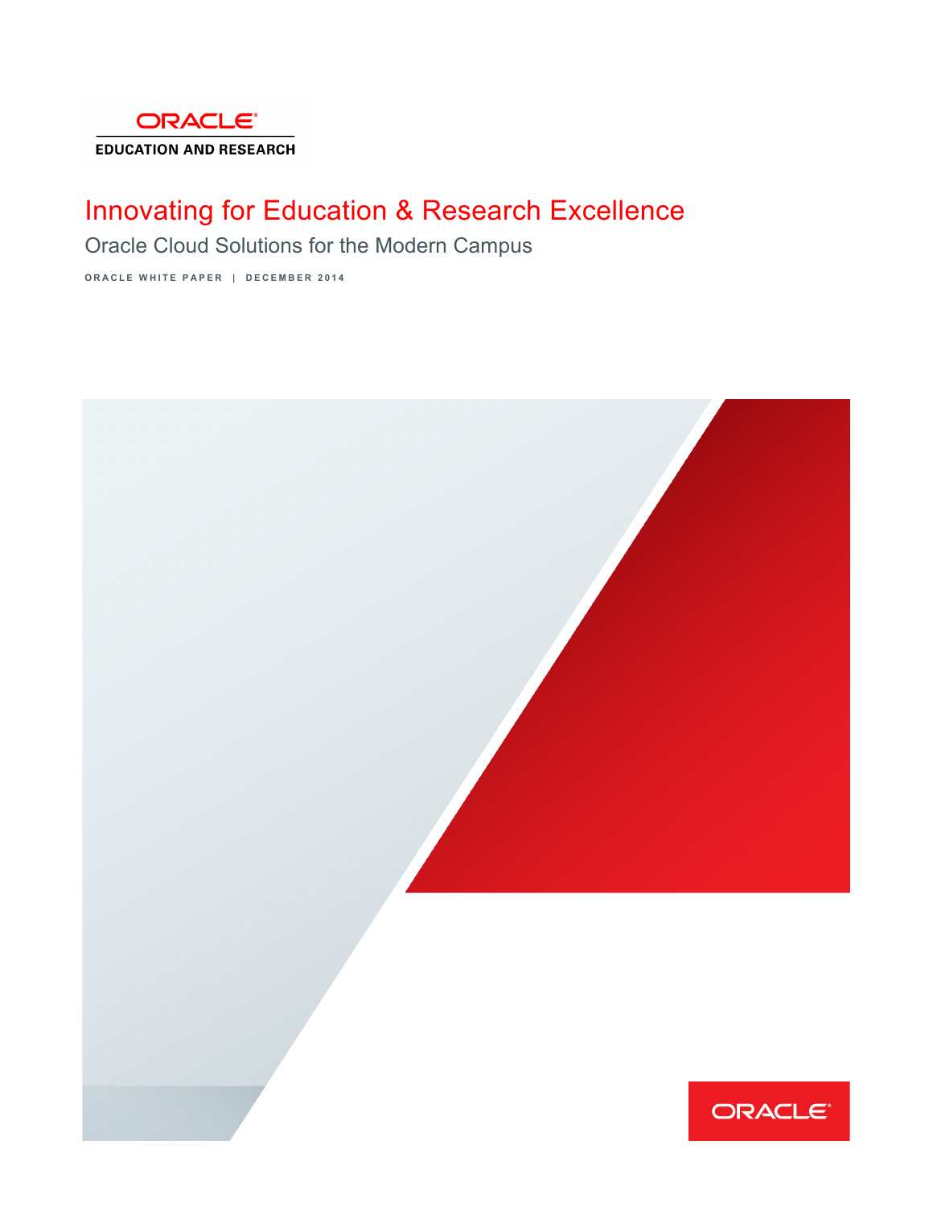ORACLE

EDUCATION AND RESEARCH

# Innovating for Education & Research Excellence

## Oracle Cloud Solutions for the Modern Campus

ORACLE WHITE PAPER | DECEMBER 2014

ORACLE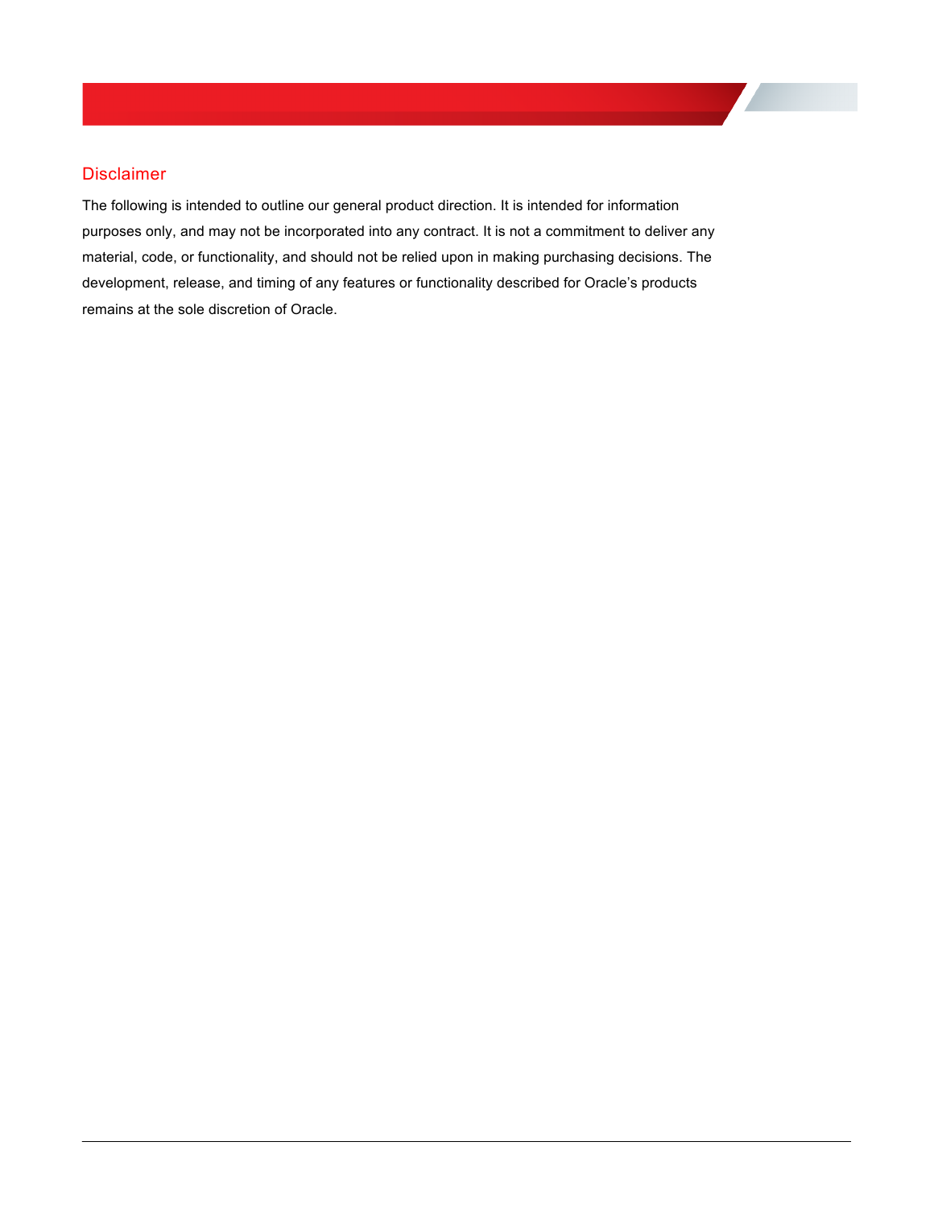## Disclaimer

The following is intended to outline our general product direction. It is intended for information purposes only, and may not be incorporated into any contract. It is not a commitment to deliver any material, code, or functionality, and should not be relied upon in making purchasing decisions. The development, release, and timing of any features or functionality described for Oracle's products remains at the sole discretion of Oracle.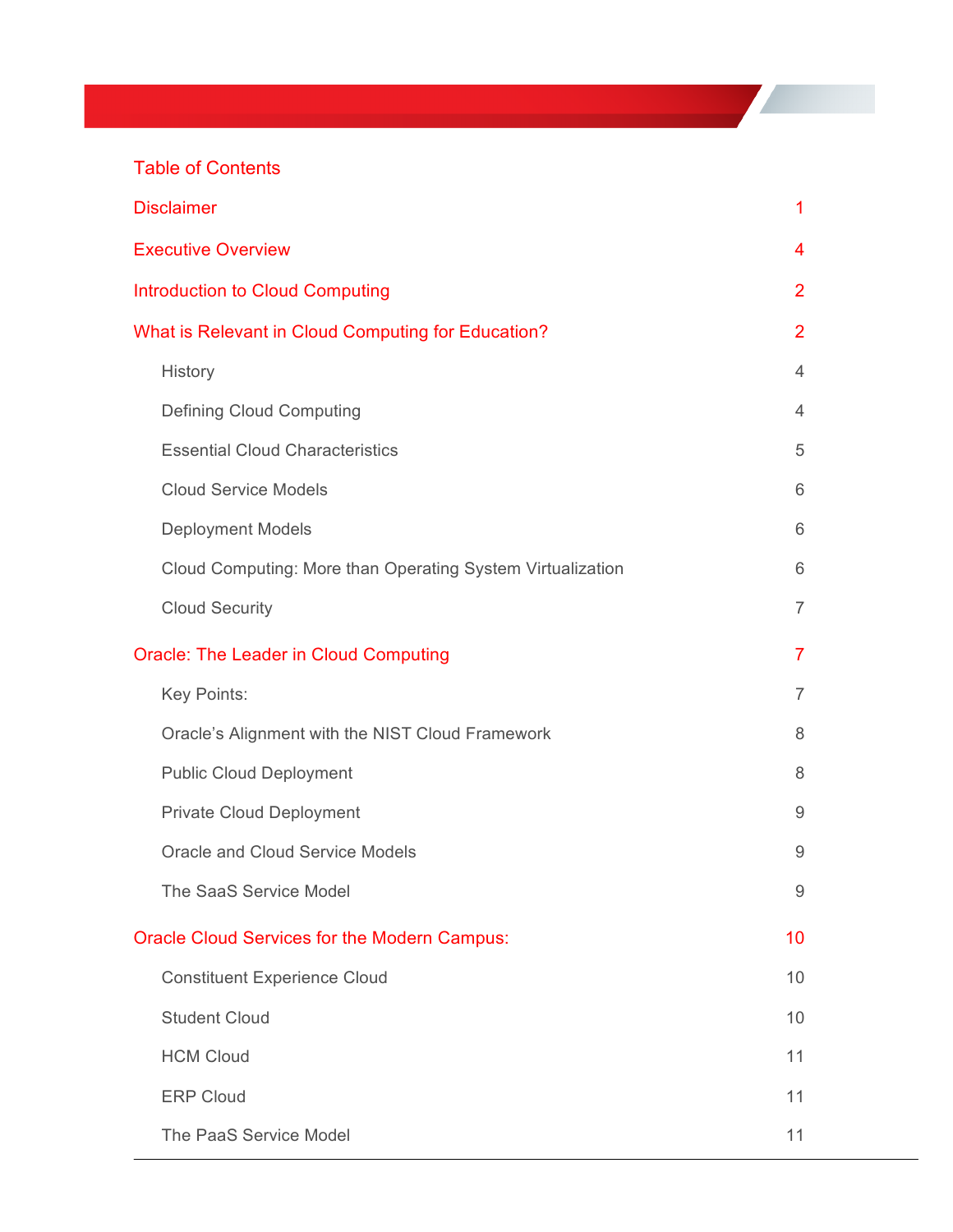## Table of Contents

| | |
|---|---|
| Disclaimer | 1 |
| Executive Overview | 4 |
| Introduction to Cloud Computing | 2 |
| What is Relevant in Cloud Computing for Education? | 2 |
| History | 4 |
| Defining Cloud Computing | 4 |
| Essential Cloud Characteristics | 5 |
| Cloud Service Models | 6 |
| Deployment Models | 6 |
| Cloud Computing: More than Operating System Virtualization | 6 |
| Cloud Security | 7 |
| Oracle: The Leader in Cloud Computing | 7 |
| Key Points: | 7 |
| Oracle's Alignment with the NIST Cloud Framework | 8 |
| Public Cloud Deployment | 8 |
| Private Cloud Deployment | 9 |
| Oracle and Cloud Service Models | 9 |
| The SaaS Service Model | 9 |
| Oracle Cloud Services for the Modern Campus: | 10 |
| Constituent Experience Cloud | 10 |
| Student Cloud | 10 |
| HCM Cloud | 11 |
| ERP Cloud | 11 |
| The PaaS Service Model | 11 |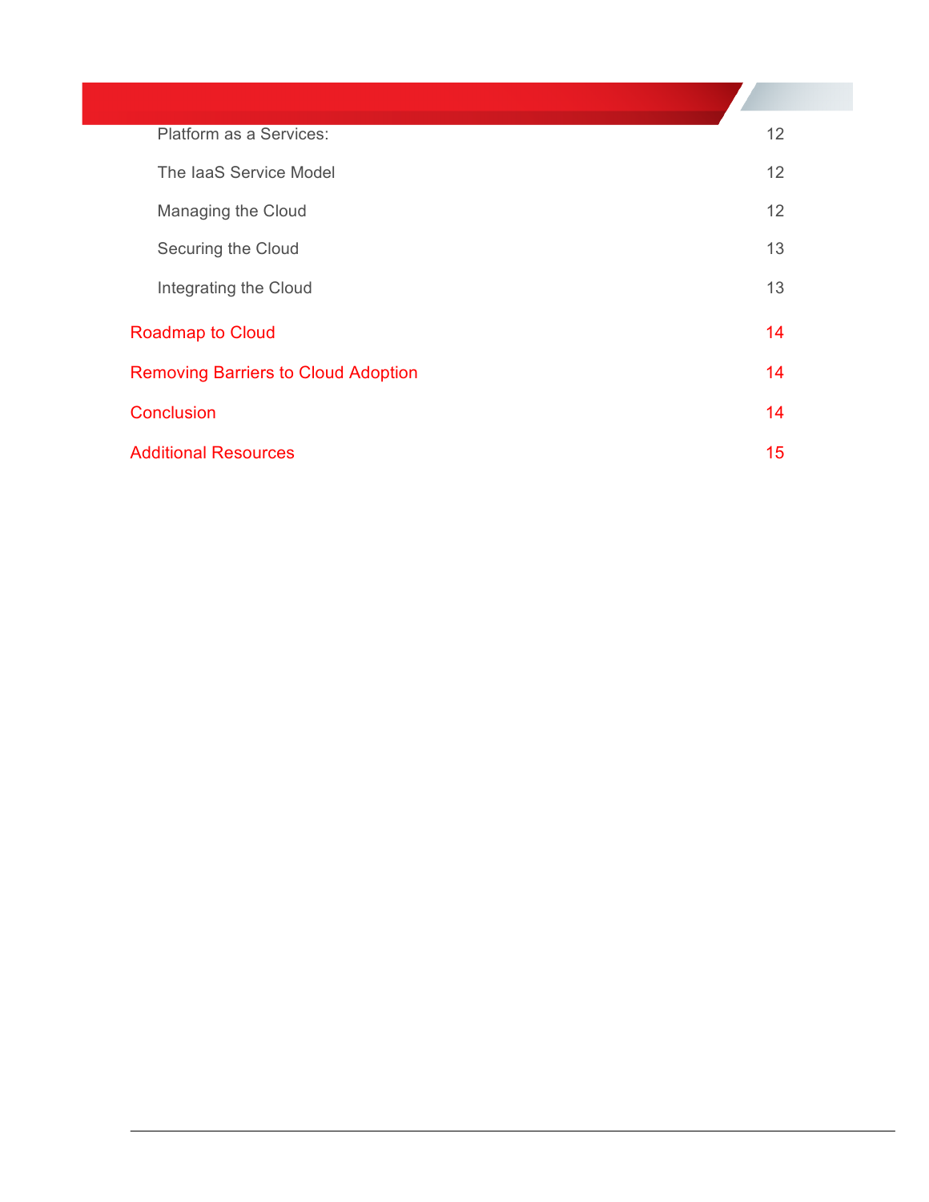- Platform as a Services: 12
- The IaaS Service Model 12
- Managing the Cloud 12
- Securing the Cloud 13
- Integrating the Cloud 13

Roadmap to Cloud 14

Removing Barriers to Cloud Adoption 14

Conclusion 14

Additional Resources 15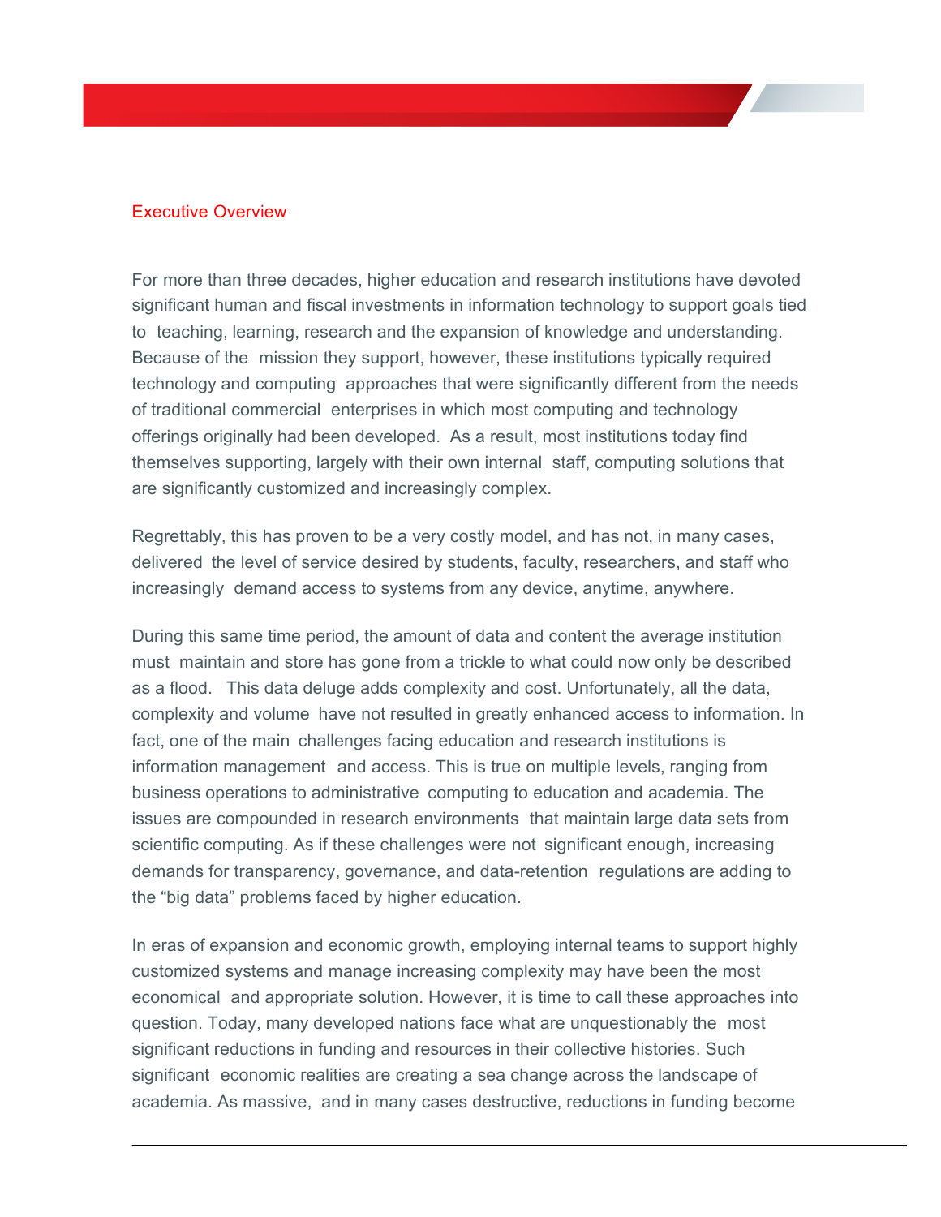## Executive Overview

For more than three decades, higher education and research institutions have devoted significant human and fiscal investments in information technology to support goals tied to teaching, learning, research and the expansion of knowledge and understanding. Because of the mission they support, however, these institutions typically required technology and computing approaches that were significantly different from the needs of traditional commercial enterprises in which most computing and technology offerings originally had been developed. As a result, most institutions today find themselves supporting, largely with their own internal staff, computing solutions that are significantly customized and increasingly complex.

Regrettably, this has proven to be a very costly model, and has not, in many cases, delivered the level of service desired by students, faculty, researchers, and staff who increasingly demand access to systems from any device, anytime, anywhere.

During this same time period, the amount of data and content the average institution must maintain and store has gone from a trickle to what could now only be described as a flood. This data deluge adds complexity and cost. Unfortunately, all the data, complexity and volume have not resulted in greatly enhanced access to information. In fact, one of the main challenges facing education and research institutions is information management and access. This is true on multiple levels, ranging from business operations to administrative computing to education and academia. The issues are compounded in research environments that maintain large data sets from scientific computing. As if these challenges were not significant enough, increasing demands for transparency, governance, and data-retention regulations are adding to the “big data” problems faced by higher education.

In eras of expansion and economic growth, employing internal teams to support highly customized systems and manage increasing complexity may have been the most economical and appropriate solution. However, it is time to call these approaches into question. Today, many developed nations face what are unquestionably the most significant reductions in funding and resources in their collective histories. Such significant economic realities are creating a sea change across the landscape of academia. As massive, and in many cases destructive, reductions in funding become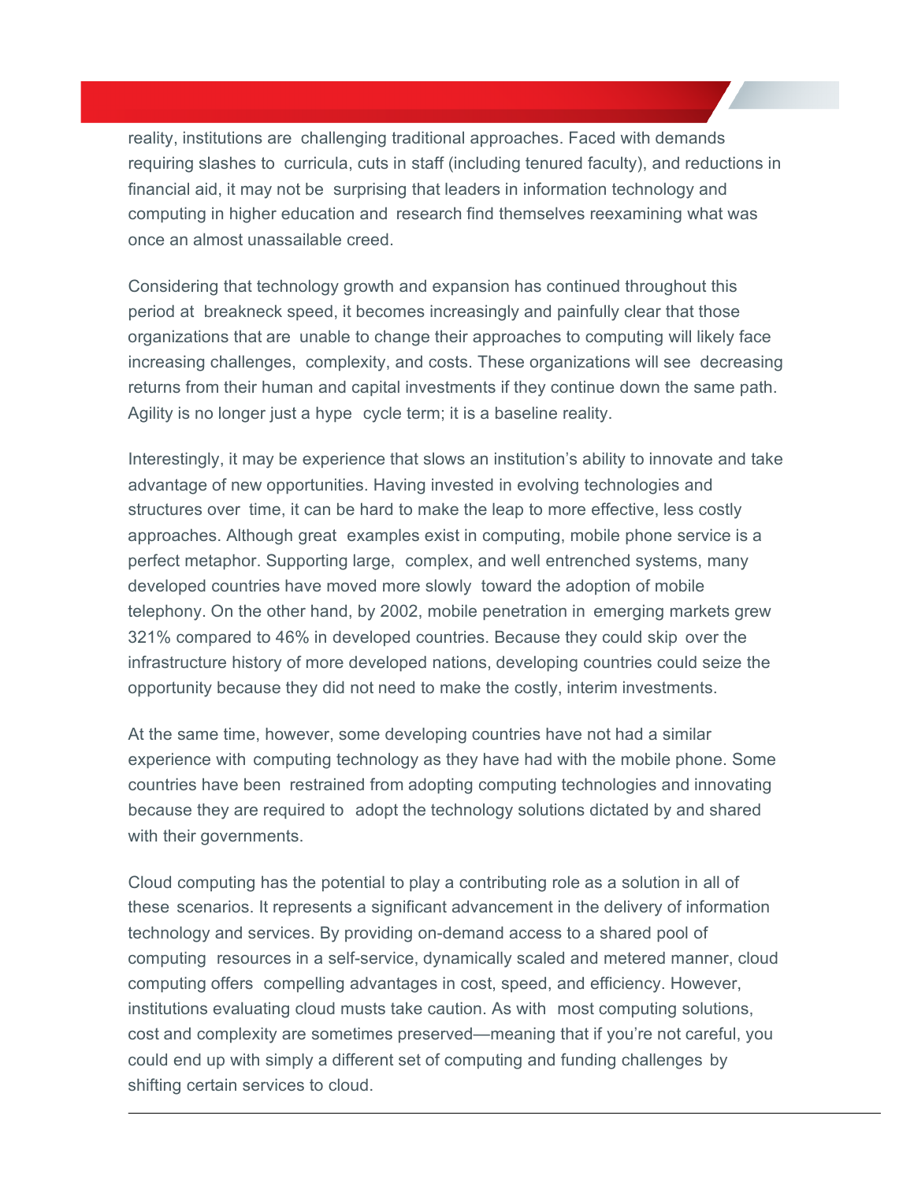reality, institutions are challenging traditional approaches. Faced with demands requiring slashes to curricula, cuts in staff (including tenured faculty), and reductions in financial aid, it may not be surprising that leaders in information technology and computing in higher education and research find themselves reexamining what was once an almost unassailable creed.

Considering that technology growth and expansion has continued throughout this period at breakneck speed, it becomes increasingly and painfully clear that those organizations that are unable to change their approaches to computing will likely face increasing challenges, complexity, and costs. These organizations will see decreasing returns from their human and capital investments if they continue down the same path. Agility is no longer just a hype cycle term; it is a baseline reality.

Interestingly, it may be experience that slows an institution's ability to innovate and take advantage of new opportunities. Having invested in evolving technologies and structures over time, it can be hard to make the leap to more effective, less costly approaches. Although great examples exist in computing, mobile phone service is a perfect metaphor. Supporting large, complex, and well entrenched systems, many developed countries have moved more slowly toward the adoption of mobile telephony. On the other hand, by 2002, mobile penetration in emerging markets grew 321% compared to 46% in developed countries. Because they could skip over the infrastructure history of more developed nations, developing countries could seize the opportunity because they did not need to make the costly, interim investments.

At the same time, however, some developing countries have not had a similar experience with computing technology as they have had with the mobile phone. Some countries have been restrained from adopting computing technologies and innovating because they are required to adopt the technology solutions dictated by and shared with their governments.

Cloud computing has the potential to play a contributing role as a solution in all of these scenarios. It represents a significant advancement in the delivery of information technology and services. By providing on-demand access to a shared pool of computing resources in a self-service, dynamically scaled and metered manner, cloud computing offers compelling advantages in cost, speed, and efficiency. However, institutions evaluating cloud musts take caution. As with most computing solutions, cost and complexity are sometimes preserved—meaning that if you're not careful, you could end up with simply a different set of computing and funding challenges by shifting certain services to cloud.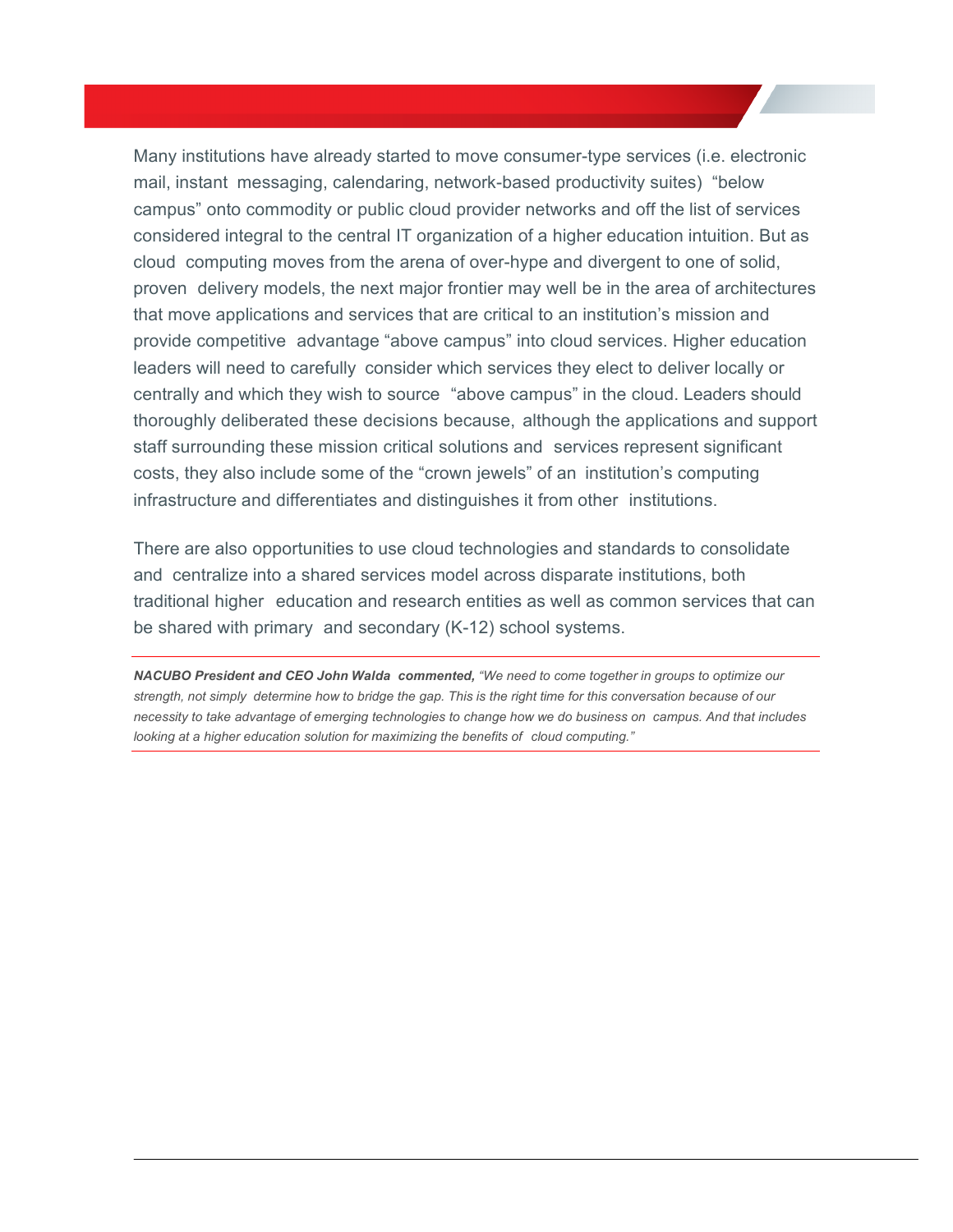Many institutions have already started to move consumer-type services (i.e. electronic mail, instant messaging, calendaring, network-based productivity suites) "below campus" onto commodity or public cloud provider networks and off the list of services considered integral to the central IT organization of a higher education intuition. But as cloud computing moves from the arena of over-hype and divergent to one of solid, proven delivery models, the next major frontier may well be in the area of architectures that move applications and services that are critical to an institution's mission and provide competitive advantage "above campus" into cloud services. Higher education leaders will need to carefully consider which services they elect to deliver locally or centrally and which they wish to source "above campus" in the cloud. Leaders should thoroughly deliberated these decisions because, although the applications and support staff surrounding these mission critical solutions and services represent significant costs, they also include some of the "crown jewels" of an institution's computing infrastructure and differentiates and distinguishes it from other institutions.

There are also opportunities to use cloud technologies and standards to consolidate and centralize into a shared services model across disparate institutions, both traditional higher education and research entities as well as common services that can be shared with primary and secondary (K-12) school systems.

***NACUBO President and CEO John Walda commented,*** *"We need to come together in groups to optimize our strength, not simply determine how to bridge the gap. This is the right time for this conversation because of our necessity to take advantage of emerging technologies to change how we do business on campus. And that includes looking at a higher education solution for maximizing the benefits of cloud computing."*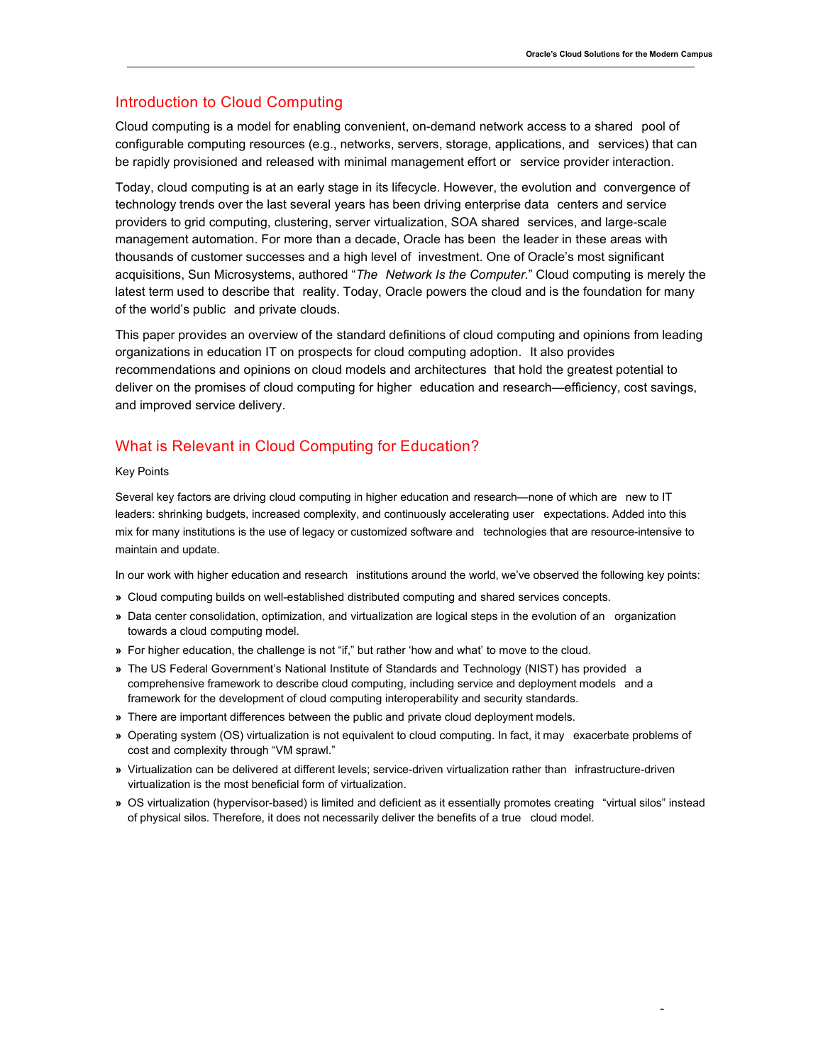## Introduction to Cloud Computing

Cloud computing is a model for enabling convenient, on-demand network access to a shared pool of configurable computing resources (e.g., networks, servers, storage, applications, and services) that can be rapidly provisioned and released with minimal management effort or service provider interaction.

Today, cloud computing is at an early stage in its lifecycle. However, the evolution and convergence of technology trends over the last several years has been driving enterprise data centers and service providers to grid computing, clustering, server virtualization, SOA shared services, and large-scale management automation. For more than a decade, Oracle has been the leader in these areas with thousands of customer successes and a high level of investment. One of Oracle's most significant acquisitions, Sun Microsystems, authored "*The Network Is the Computer*." Cloud computing is merely the latest term used to describe that reality. Today, Oracle powers the cloud and is the foundation for many of the world's public and private clouds.

This paper provides an overview of the standard definitions of cloud computing and opinions from leading organizations in education IT on prospects for cloud computing adoption. It also provides recommendations and opinions on cloud models and architectures that hold the greatest potential to deliver on the promises of cloud computing for higher education and research—efficiency, cost savings, and improved service delivery.

## What is Relevant in Cloud Computing for Education?

Key Points

Several key factors are driving cloud computing in higher education and research—none of which are new to IT leaders: shrinking budgets, increased complexity, and continuously accelerating user expectations. Added into this mix for many institutions is the use of legacy or customized software and technologies that are resource-intensive to maintain and update.

In our work with higher education and research institutions around the world, we've observed the following key points:

- Cloud computing builds on well-established distributed computing and shared services concepts.
- Data center consolidation, optimization, and virtualization are logical steps in the evolution of an organization towards a cloud computing model.
- For higher education, the challenge is not "if," but rather 'how and what' to move to the cloud.
- The US Federal Government's National Institute of Standards and Technology (NIST) has provided a comprehensive framework to describe cloud computing, including service and deployment models and a framework for the development of cloud computing interoperability and security standards.
- There are important differences between the public and private cloud deployment models.
- Operating system (OS) virtualization is not equivalent to cloud computing. In fact, it may exacerbate problems of cost and complexity through "VM sprawl."
- Virtualization can be delivered at different levels; service-driven virtualization rather than infrastructure-driven virtualization is the most beneficial form of virtualization.
- OS virtualization (hypervisor-based) is limited and deficient as it essentially promotes creating "virtual silos" instead of physical silos. Therefore, it does not necessarily deliver the benefits of a true cloud model.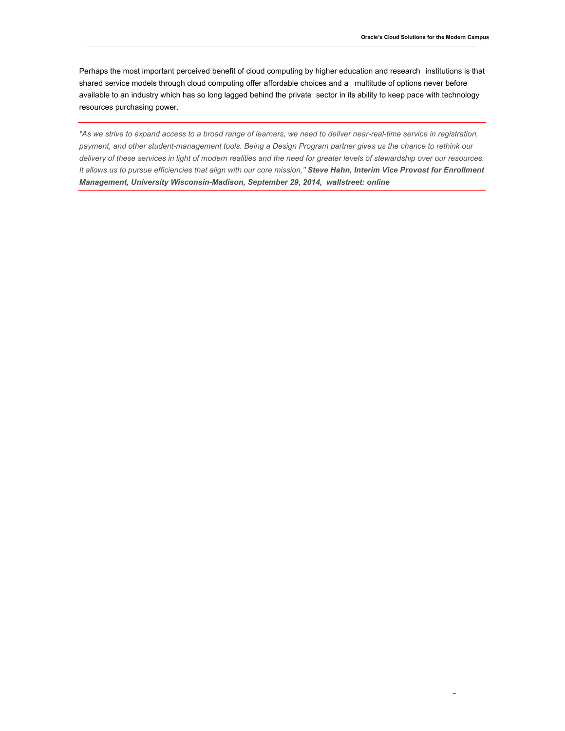Perhaps the most important perceived benefit of cloud computing by higher education and research institutions is that shared service models through cloud computing offer affordable choices and a multitude of options never before available to an industry which has so long lagged behind the private sector in its ability to keep pace with technology resources purchasing power.

---

*"As we strive to expand access to a broad range of learners, we need to deliver near-real-time service in registration, payment, and other student-management tools. Being a Design Program partner gives us the chance to rethink our delivery of these services in light of modern realities and the need for greater levels of stewardship over our resources. It allows us to pursue efficiencies that align with our core mission,"* ***Steve Hahn, Interim Vice Provost for Enrollment Management, University Wisconsin-Madison, September 29, 2014, wallstreet: online***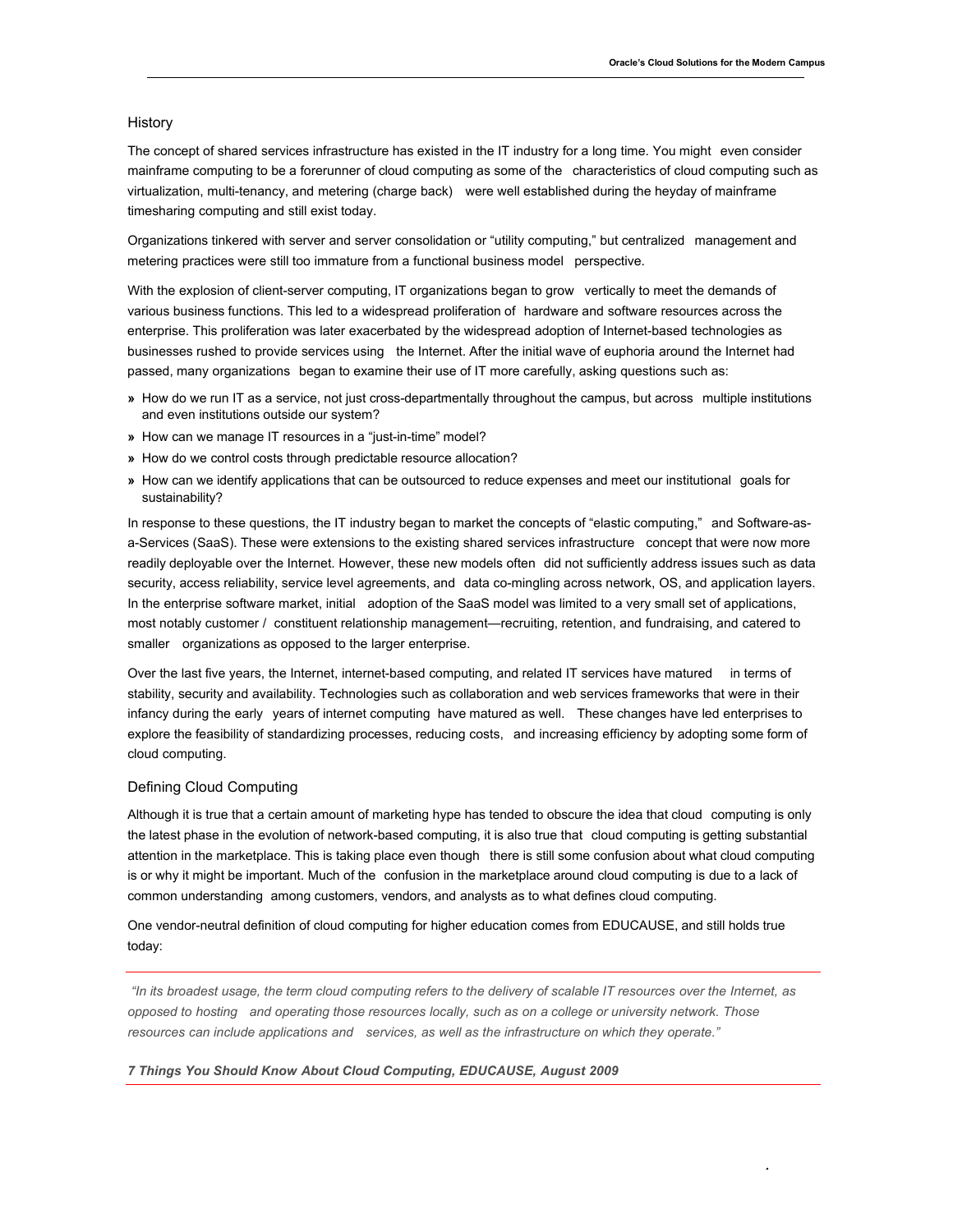## History

The concept of shared services infrastructure has existed in the IT industry for a long time. You might even consider mainframe computing to be a forerunner of cloud computing as some of the characteristics of cloud computing such as virtualization, multi-tenancy, and metering (charge back) were well established during the heyday of mainframe timesharing computing and still exist today.

Organizations tinkered with server and server consolidation or "utility computing," but centralized management and metering practices were still too immature from a functional business model perspective.

With the explosion of client-server computing, IT organizations began to grow vertically to meet the demands of various business functions. This led to a widespread proliferation of hardware and software resources across the enterprise. This proliferation was later exacerbated by the widespread adoption of Internet-based technologies as businesses rushed to provide services using the Internet. After the initial wave of euphoria around the Internet had passed, many organizations began to examine their use of IT more carefully, asking questions such as:

- How do we run IT as a service, not just cross-departmentally throughout the campus, but across multiple institutions and even institutions outside our system?
- How can we manage IT resources in a "just-in-time" model?
- How do we control costs through predictable resource allocation?
- How can we identify applications that can be outsourced to reduce expenses and meet our institutional goals for sustainability?

In response to these questions, the IT industry began to market the concepts of "elastic computing," and Software-as-a-Services (SaaS). These were extensions to the existing shared services infrastructure concept that were now more readily deployable over the Internet. However, these new models often did not sufficiently address issues such as data security, access reliability, service level agreements, and data co-mingling across network, OS, and application layers. In the enterprise software market, initial adoption of the SaaS model was limited to a very small set of applications, most notably customer / constituent relationship management—recruiting, retention, and fundraising, and catered to smaller organizations as opposed to the larger enterprise.

Over the last five years, the Internet, internet-based computing, and related IT services have matured in terms of stability, security and availability. Technologies such as collaboration and web services frameworks that were in their infancy during the early years of internet computing have matured as well. These changes have led enterprises to explore the feasibility of standardizing processes, reducing costs, and increasing efficiency by adopting some form of cloud computing.

## Defining Cloud Computing

Although it is true that a certain amount of marketing hype has tended to obscure the idea that cloud computing is only the latest phase in the evolution of network-based computing, it is also true that cloud computing is getting substantial attention in the marketplace. This is taking place even though there is still some confusion about what cloud computing is or why it might be important. Much of the confusion in the marketplace around cloud computing is due to a lack of common understanding among customers, vendors, and analysts as to what defines cloud computing.

One vendor-neutral definition of cloud computing for higher education comes from EDUCAUSE, and still holds true today:

> *"In its broadest usage, the term cloud computing refers to the delivery of scalable IT resources over the Internet, as opposed to hosting and operating those resources locally, such as on a college or university network. Those resources can include applications and services, as well as the infrastructure on which they operate."*

***7 Things You Should Know About Cloud Computing, EDUCAUSE, August 2009***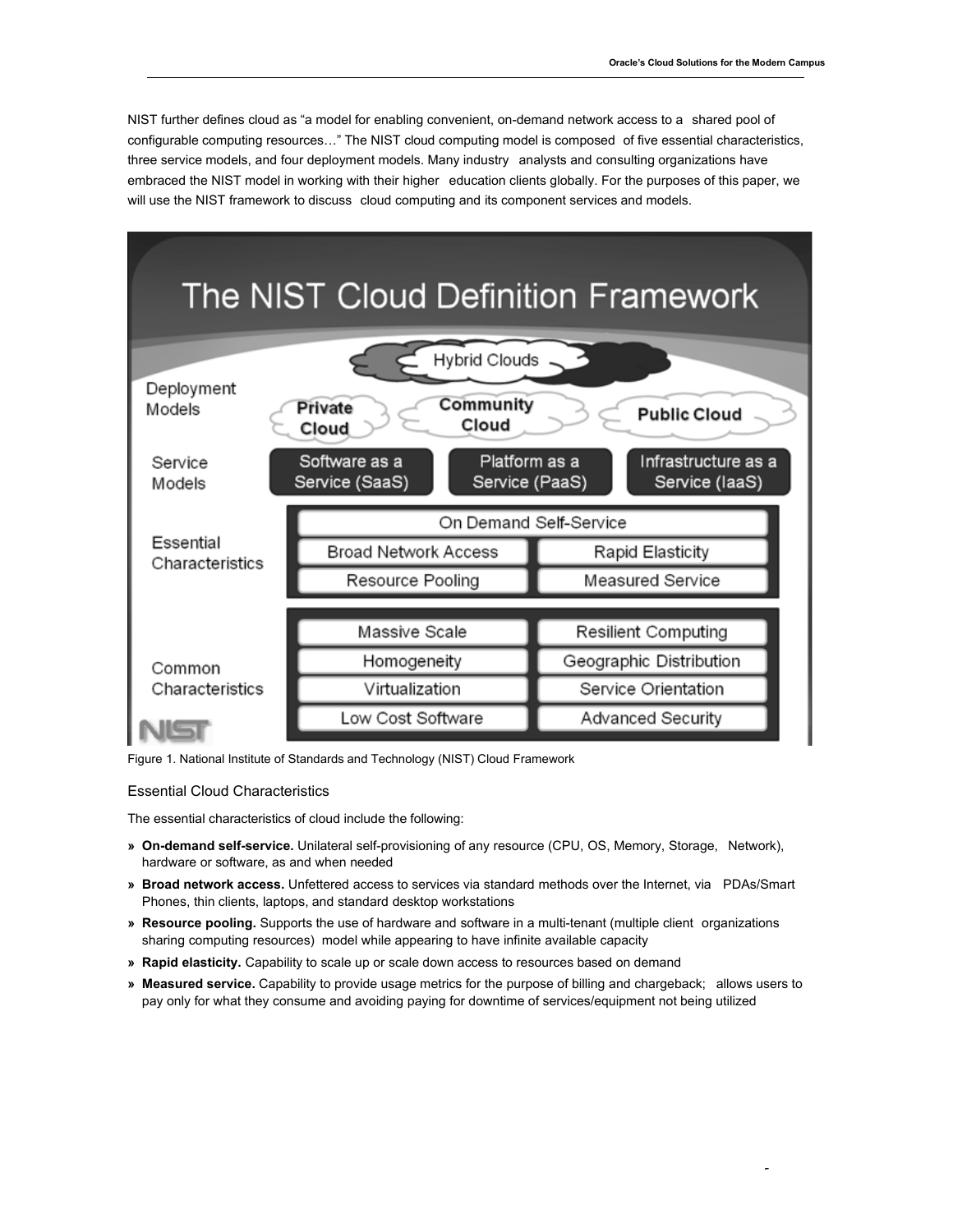NIST further defines cloud as "a model for enabling convenient, on-demand network access to a shared pool of configurable computing resources…" The NIST cloud computing model is composed of five essential characteristics, three service models, and four deployment models. Many industry analysts and consulting organizations have embraced the NIST model in working with their higher education clients globally. For the purposes of this paper, we will use the NIST framework to discuss cloud computing and its component services and models.

Figure 1. National Institute of Standards and Technology (NIST) Cloud Framework

### Essential Cloud Characteristics

The essential characteristics of cloud include the following:

- **On-demand self-service.** Unilateral self-provisioning of any resource (CPU, OS, Memory, Storage, Network), hardware or software, as and when needed
- **Broad network access.** Unfettered access to services via standard methods over the Internet, via PDAs/Smart Phones, thin clients, laptops, and standard desktop workstations
- **Resource pooling.** Supports the use of hardware and software in a multi-tenant (multiple client organizations sharing computing resources) model while appearing to have infinite available capacity
- **Rapid elasticity.** Capability to scale up or scale down access to resources based on demand
- **Measured service.** Capability to provide usage metrics for the purpose of billing and chargeback; allows users to pay only for what they consume and avoiding paying for downtime of services/equipment not being utilized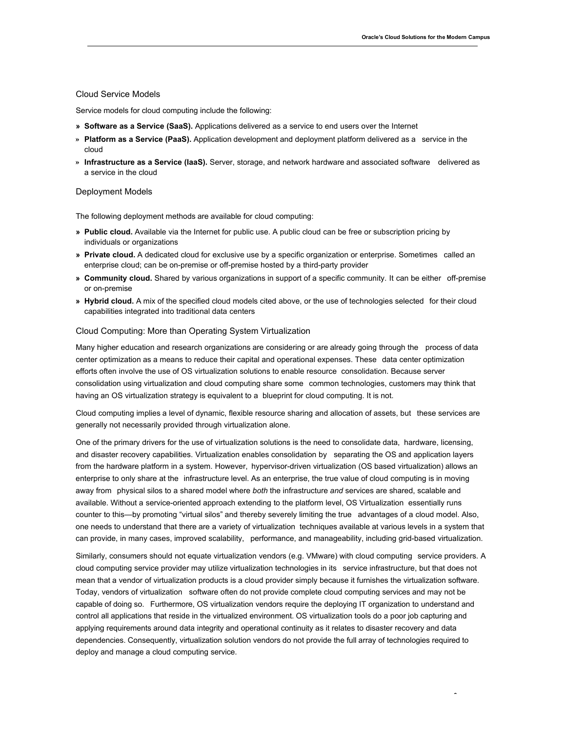## Cloud Service Models

Service models for cloud computing include the following:

- **Software as a Service (SaaS).** Applications delivered as a service to end users over the Internet
- **Platform as a Service (PaaS).** Application development and deployment platform delivered as a service in the cloud
- **Infrastructure as a Service (IaaS).** Server, storage, and network hardware and associated software delivered as a service in the cloud

## Deployment Models

The following deployment methods are available for cloud computing:

- **Public cloud.** Available via the Internet for public use. A public cloud can be free or subscription pricing by individuals or organizations
- **Private cloud.** A dedicated cloud for exclusive use by a specific organization or enterprise. Sometimes called an enterprise cloud; can be on-premise or off-premise hosted by a third-party provider
- **Community cloud.** Shared by various organizations in support of a specific community. It can be either off-premise or on-premise
- **Hybrid cloud.** A mix of the specified cloud models cited above, or the use of technologies selected for their cloud capabilities integrated into traditional data centers

## Cloud Computing: More than Operating System Virtualization

Many higher education and research organizations are considering or are already going through the process of data center optimization as a means to reduce their capital and operational expenses. These data center optimization efforts often involve the use of OS virtualization solutions to enable resource consolidation. Because server consolidation using virtualization and cloud computing share some common technologies, customers may think that having an OS virtualization strategy is equivalent to a blueprint for cloud computing. It is not.

Cloud computing implies a level of dynamic, flexible resource sharing and allocation of assets, but these services are generally not necessarily provided through virtualization alone.

One of the primary drivers for the use of virtualization solutions is the need to consolidate data, hardware, licensing, and disaster recovery capabilities. Virtualization enables consolidation by separating the OS and application layers from the hardware platform in a system. However, hypervisor-driven virtualization (OS based virtualization) allows an enterprise to only share at the infrastructure level. As an enterprise, the true value of cloud computing is in moving away from physical silos to a shared model where *both* the infrastructure *and* services are shared, scalable and available. Without a service-oriented approach extending to the platform level, OS Virtualization essentially runs counter to this—by promoting "virtual silos" and thereby severely limiting the true advantages of a cloud model. Also, one needs to understand that there are a variety of virtualization techniques available at various levels in a system that can provide, in many cases, improved scalability, performance, and manageability, including grid-based virtualization.

Similarly, consumers should not equate virtualization vendors (e.g. VMware) with cloud computing service providers. A cloud computing service provider may utilize virtualization technologies in its service infrastructure, but that does not mean that a vendor of virtualization products is a cloud provider simply because it furnishes the virtualization software. Today, vendors of virtualization software often do not provide complete cloud computing services and may not be capable of doing so. Furthermore, OS virtualization vendors require the deploying IT organization to understand and control all applications that reside in the virtualized environment. OS virtualization tools do a poor job capturing and applying requirements around data integrity and operational continuity as it relates to disaster recovery and data dependencies. Consequently, virtualization solution vendors do not provide the full array of technologies required to deploy and manage a cloud computing service.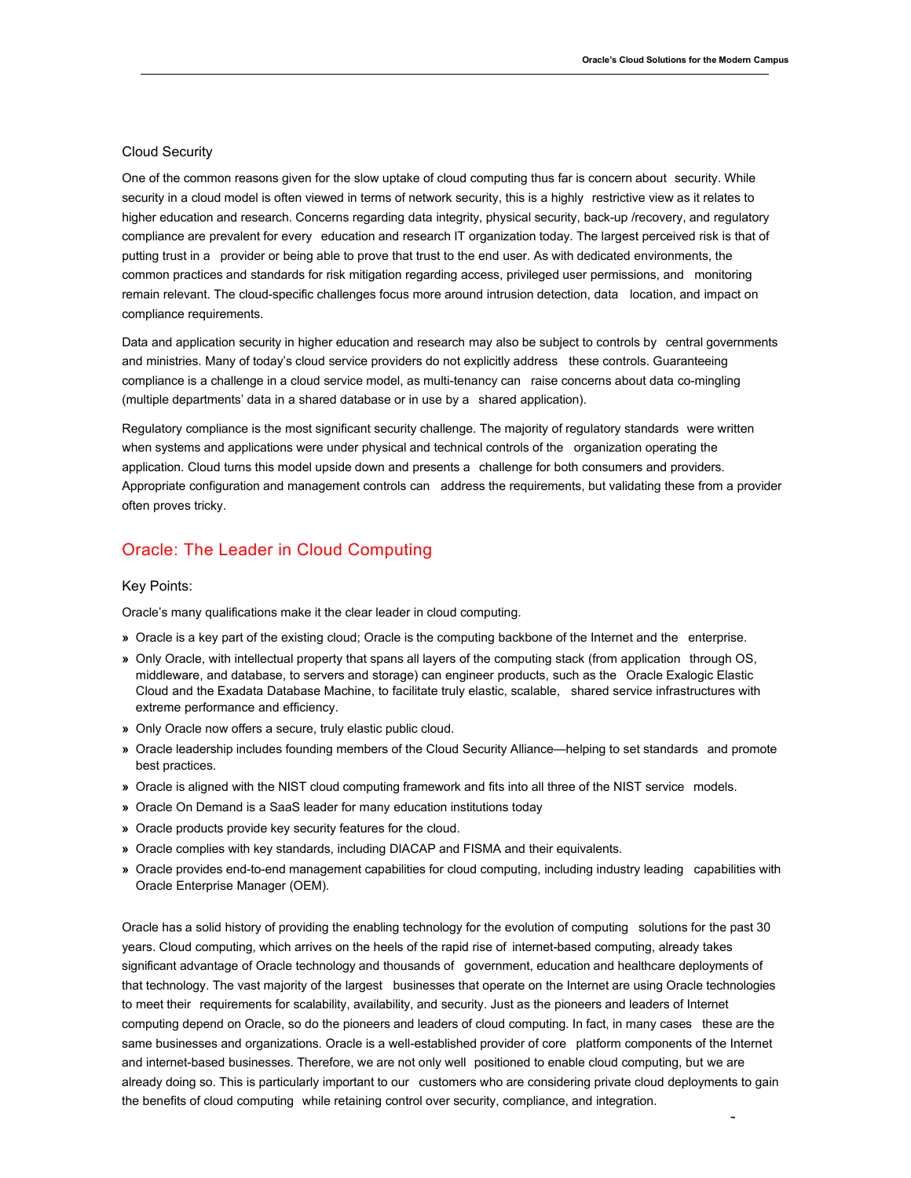### Cloud Security

One of the common reasons given for the slow uptake of cloud computing thus far is concern about security. While security in a cloud model is often viewed in terms of network security, this is a highly restrictive view as it relates to higher education and research. Concerns regarding data integrity, physical security, back-up /recovery, and regulatory compliance are prevalent for every education and research IT organization today. The largest perceived risk is that of putting trust in a provider or being able to prove that trust to the end user. As with dedicated environments, the common practices and standards for risk mitigation regarding access, privileged user permissions, and monitoring remain relevant. The cloud-specific challenges focus more around intrusion detection, data location, and impact on compliance requirements.

Data and application security in higher education and research may also be subject to controls by central governments and ministries. Many of today's cloud service providers do not explicitly address these controls. Guaranteeing compliance is a challenge in a cloud service model, as multi-tenancy can raise concerns about data co-mingling (multiple departments' data in a shared database or in use by a shared application).

Regulatory compliance is the most significant security challenge. The majority of regulatory standards were written when systems and applications were under physical and technical controls of the organization operating the application. Cloud turns this model upside down and presents a challenge for both consumers and providers. Appropriate configuration and management controls can address the requirements, but validating these from a provider often proves tricky.

## Oracle: The Leader in Cloud Computing

### Key Points:

Oracle's many qualifications make it the clear leader in cloud computing.

- Oracle is a key part of the existing cloud; Oracle is the computing backbone of the Internet and the enterprise.
- Only Oracle, with intellectual property that spans all layers of the computing stack (from application through OS, middleware, and database, to servers and storage) can engineer products, such as the Oracle Exalogic Elastic Cloud and the Exadata Database Machine, to facilitate truly elastic, scalable, shared service infrastructures with extreme performance and efficiency.
- Only Oracle now offers a secure, truly elastic public cloud.
- Oracle leadership includes founding members of the Cloud Security Alliance—helping to set standards and promote best practices.
- Oracle is aligned with the NIST cloud computing framework and fits into all three of the NIST service models.
- Oracle On Demand is a SaaS leader for many education institutions today
- Oracle products provide key security features for the cloud.
- Oracle complies with key standards, including DIACAP and FISMA and their equivalents.
- Oracle provides end-to-end management capabilities for cloud computing, including industry leading capabilities with Oracle Enterprise Manager (OEM).

Oracle has a solid history of providing the enabling technology for the evolution of computing solutions for the past 30 years. Cloud computing, which arrives on the heels of the rapid rise of internet-based computing, already takes significant advantage of Oracle technology and thousands of government, education and healthcare deployments of that technology. The vast majority of the largest businesses that operate on the Internet are using Oracle technologies to meet their requirements for scalability, availability, and security. Just as the pioneers and leaders of Internet computing depend on Oracle, so do the pioneers and leaders of cloud computing. In fact, in many cases these are the same businesses and organizations. Oracle is a well-established provider of core platform components of the Internet and internet-based businesses. Therefore, we are not only well positioned to enable cloud computing, but we are already doing so. This is particularly important to our customers who are considering private cloud deployments to gain the benefits of cloud computing while retaining control over security, compliance, and integration.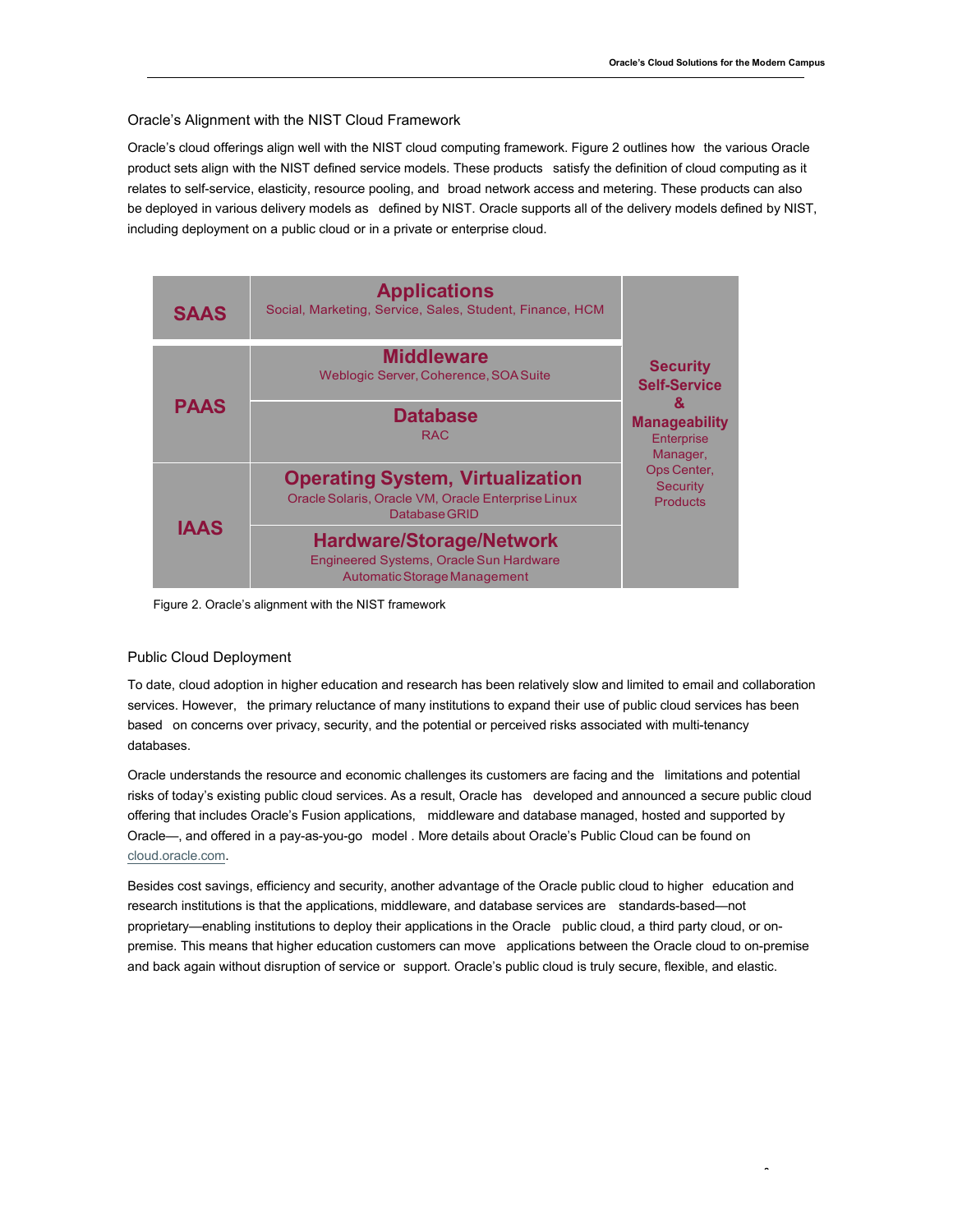## Oracle's Alignment with the NIST Cloud Framework

Oracle's cloud offerings align well with the NIST cloud computing framework. Figure 2 outlines how the various Oracle product sets align with the NIST defined service models. These products satisfy the definition of cloud computing as it relates to self-service, elasticity, resource pooling, and broad network access and metering. These products can also be deployed in various delivery models as defined by NIST. Oracle supports all of the delivery models defined by NIST, including deployment on a public cloud or in a private or enterprise cloud.

| Service Model | Layer | Cross-cutting |
| --- | --- | --- |
| **SAAS** | **Applications**<br>Social, Marketing, Service, Sales, Student, Finance, HCM | **Security Self-Service & Manageability**<br>Enterprise Manager, Ops Center, Security Products |
| **PAAS** | **Middleware**<br>Weblogic Server, Coherence, SOA Suite | |
| | **Database**<br>RAC | |
| **IAAS** | **Operating System, Virtualization**<br>Oracle Solaris, Oracle VM, Oracle Enterprise Linux<br>Database GRID | |
| | **Hardware/Storage/Network**<br>Engineered Systems, Oracle Sun Hardware<br>Automatic Storage Management | |

Figure 2. Oracle's alignment with the NIST framework

## Public Cloud Deployment

To date, cloud adoption in higher education and research has been relatively slow and limited to email and collaboration services. However, the primary reluctance of many institutions to expand their use of public cloud services has been based on concerns over privacy, security, and the potential or perceived risks associated with multi-tenancy databases.

Oracle understands the resource and economic challenges its customers are facing and the limitations and potential risks of today's existing public cloud services. As a result, Oracle has developed and announced a secure public cloud offering that includes Oracle's Fusion applications, middleware and database managed, hosted and supported by Oracle—, and offered in a pay-as-you-go model . More details about Oracle's Public Cloud can be found on cloud.oracle.com.

Besides cost savings, efficiency and security, another advantage of the Oracle public cloud to higher education and research institutions is that the applications, middleware, and database services are standards-based—not proprietary—enabling institutions to deploy their applications in the Oracle public cloud, a third party cloud, or on-premise. This means that higher education customers can move applications between the Oracle cloud to on-premise and back again without disruption of service or support. Oracle's public cloud is truly secure, flexible, and elastic.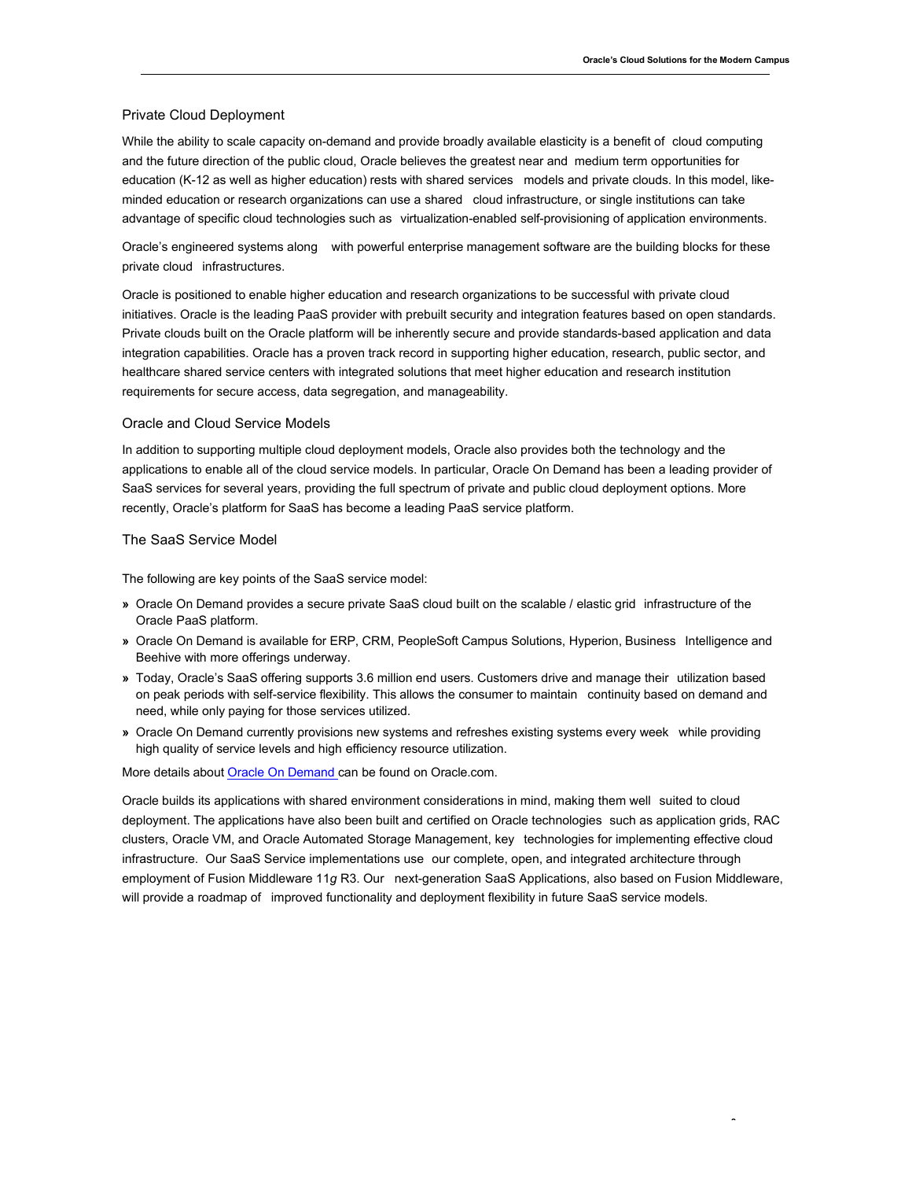## Private Cloud Deployment

While the ability to scale capacity on-demand and provide broadly available elasticity is a benefit of cloud computing and the future direction of the public cloud, Oracle believes the greatest near and medium term opportunities for education (K-12 as well as higher education) rests with shared services models and private clouds. In this model, like-minded education or research organizations can use a shared cloud infrastructure, or single institutions can take advantage of specific cloud technologies such as virtualization-enabled self-provisioning of application environments.

Oracle's engineered systems along with powerful enterprise management software are the building blocks for these private cloud infrastructures.

Oracle is positioned to enable higher education and research organizations to be successful with private cloud initiatives. Oracle is the leading PaaS provider with prebuilt security and integration features based on open standards. Private clouds built on the Oracle platform will be inherently secure and provide standards-based application and data integration capabilities. Oracle has a proven track record in supporting higher education, research, public sector, and healthcare shared service centers with integrated solutions that meet higher education and research institution requirements for secure access, data segregation, and manageability.

## Oracle and Cloud Service Models

In addition to supporting multiple cloud deployment models, Oracle also provides both the technology and the applications to enable all of the cloud service models. In particular, Oracle On Demand has been a leading provider of SaaS services for several years, providing the full spectrum of private and public cloud deployment options. More recently, Oracle's platform for SaaS has become a leading PaaS service platform.

## The SaaS Service Model

The following are key points of the SaaS service model:

- Oracle On Demand provides a secure private SaaS cloud built on the scalable / elastic grid infrastructure of the Oracle PaaS platform.
- Oracle On Demand is available for ERP, CRM, PeopleSoft Campus Solutions, Hyperion, Business Intelligence and Beehive with more offerings underway.
- Today, Oracle's SaaS offering supports 3.6 million end users. Customers drive and manage their utilization based on peak periods with self-service flexibility. This allows the consumer to maintain continuity based on demand and need, while only paying for those services utilized.
- Oracle On Demand currently provisions new systems and refreshes existing systems every week while providing high quality of service levels and high efficiency resource utilization.

More details about Oracle On Demand can be found on Oracle.com.

Oracle builds its applications with shared environment considerations in mind, making them well suited to cloud deployment. The applications have also been built and certified on Oracle technologies such as application grids, RAC clusters, Oracle VM, and Oracle Automated Storage Management, key technologies for implementing effective cloud infrastructure. Our SaaS Service implementations use our complete, open, and integrated architecture through employment of Fusion Middleware 11*g* R3. Our next-generation SaaS Applications, also based on Fusion Middleware, will provide a roadmap of improved functionality and deployment flexibility in future SaaS service models.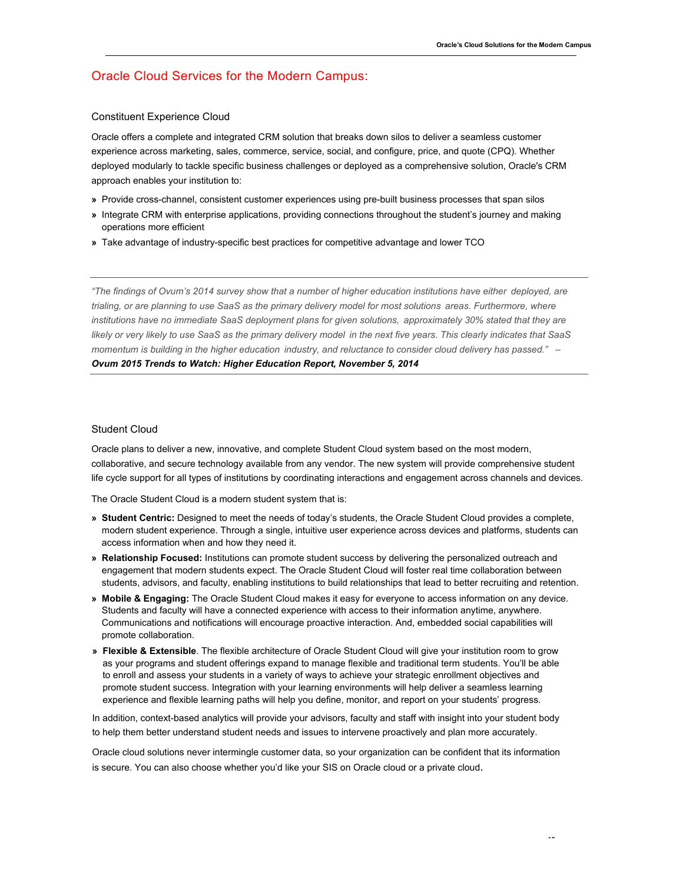## Oracle Cloud Services for the Modern Campus:

### Constituent Experience Cloud

Oracle offers a complete and integrated CRM solution that breaks down silos to deliver a seamless customer experience across marketing, sales, commerce, service, social, and configure, price, and quote (CPQ). Whether deployed modularly to tackle specific business challenges or deployed as a comprehensive solution, Oracle's CRM approach enables your institution to:

- Provide cross-channel, consistent customer experiences using pre-built business processes that span silos
- Integrate CRM with enterprise applications, providing connections throughout the student's journey and making operations more efficient
- Take advantage of industry-specific best practices for competitive advantage and lower TCO

---

*"The findings of Ovum's 2014 survey show that a number of higher education institutions have either deployed, are trialing, or are planning to use SaaS as the primary delivery model for most solutions areas. Furthermore, where institutions have no immediate SaaS deployment plans for given solutions, approximately 30% stated that they are likely or very likely to use SaaS as the primary delivery model in the next five years. This clearly indicates that SaaS momentum is building in the higher education industry, and reluctance to consider cloud delivery has passed."* – ***Ovum 2015 Trends to Watch: Higher Education Report, November 5, 2014***

---

### Student Cloud

Oracle plans to deliver a new, innovative, and complete Student Cloud system based on the most modern, collaborative, and secure technology available from any vendor. The new system will provide comprehensive student life cycle support for all types of institutions by coordinating interactions and engagement across channels and devices.

The Oracle Student Cloud is a modern student system that is:

- **Student Centric:** Designed to meet the needs of today's students, the Oracle Student Cloud provides a complete, modern student experience. Through a single, intuitive user experience across devices and platforms, students can access information when and how they need it.
- **Relationship Focused:** Institutions can promote student success by delivering the personalized outreach and engagement that modern students expect. The Oracle Student Cloud will foster real time collaboration between students, advisors, and faculty, enabling institutions to build relationships that lead to better recruiting and retention.
- **Mobile & Engaging:** The Oracle Student Cloud makes it easy for everyone to access information on any device. Students and faculty will have a connected experience with access to their information anytime, anywhere. Communications and notifications will encourage proactive interaction. And, embedded social capabilities will promote collaboration.
- **Flexible & Extensible**. The flexible architecture of Oracle Student Cloud will give your institution room to grow as your programs and student offerings expand to manage flexible and traditional term students. You'll be able to enroll and assess your students in a variety of ways to achieve your strategic enrollment objectives and promote student success. Integration with your learning environments will help deliver a seamless learning experience and flexible learning paths will help you define, monitor, and report on your students' progress.

In addition, context-based analytics will provide your advisors, faculty and staff with insight into your student body to help them better understand student needs and issues to intervene proactively and plan more accurately.

Oracle cloud solutions never intermingle customer data, so your organization can be confident that its information is secure. You can also choose whether you'd like your SIS on Oracle cloud or a private cloud.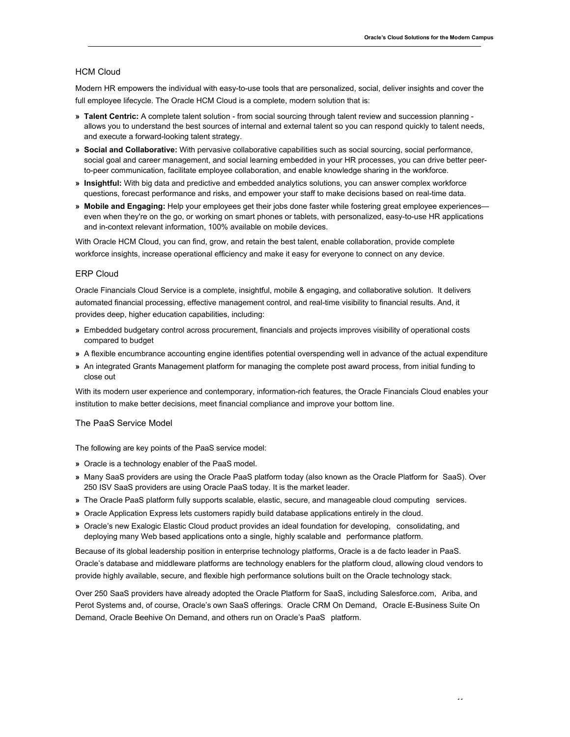## HCM Cloud

Modern HR empowers the individual with easy-to-use tools that are personalized, social, deliver insights and cover the full employee lifecycle. The Oracle HCM Cloud is a complete, modern solution that is:

- **Talent Centric:** A complete talent solution - from social sourcing through talent review and succession planning - allows you to understand the best sources of internal and external talent so you can respond quickly to talent needs, and execute a forward-looking talent strategy.
- **Social and Collaborative:** With pervasive collaborative capabilities such as social sourcing, social performance, social goal and career management, and social learning embedded in your HR processes, you can drive better peer-to-peer communication, facilitate employee collaboration, and enable knowledge sharing in the workforce.
- **Insightful:** With big data and predictive and embedded analytics solutions, you can answer complex workforce questions, forecast performance and risks, and empower your staff to make decisions based on real-time data.
- **Mobile and Engaging:** Help your employees get their jobs done faster while fostering great employee experiences—even when they're on the go, or working on smart phones or tablets, with personalized, easy-to-use HR applications and in-context relevant information, 100% available on mobile devices.

With Oracle HCM Cloud, you can find, grow, and retain the best talent, enable collaboration, provide complete workforce insights, increase operational efficiency and make it easy for everyone to connect on any device.

## ERP Cloud

Oracle Financials Cloud Service is a complete, insightful, mobile & engaging, and collaborative solution. It delivers automated financial processing, effective management control, and real-time visibility to financial results. And, it provides deep, higher education capabilities, including:

- Embedded budgetary control across procurement, financials and projects improves visibility of operational costs compared to budget
- A flexible encumbrance accounting engine identifies potential overspending well in advance of the actual expenditure
- An integrated Grants Management platform for managing the complete post award process, from initial funding to close out

With its modern user experience and contemporary, information-rich features, the Oracle Financials Cloud enables your institution to make better decisions, meet financial compliance and improve your bottom line.

## The PaaS Service Model

The following are key points of the PaaS service model:

- Oracle is a technology enabler of the PaaS model.
- Many SaaS providers are using the Oracle PaaS platform today (also known as the Oracle Platform for SaaS). Over 250 ISV SaaS providers are using Oracle PaaS today. It is the market leader.
- The Oracle PaaS platform fully supports scalable, elastic, secure, and manageable cloud computing services.
- Oracle Application Express lets customers rapidly build database applications entirely in the cloud.
- Oracle's new Exalogic Elastic Cloud product provides an ideal foundation for developing, consolidating, and deploying many Web based applications onto a single, highly scalable and performance platform.

Because of its global leadership position in enterprise technology platforms, Oracle is a de facto leader in PaaS. Oracle's database and middleware platforms are technology enablers for the platform cloud, allowing cloud vendors to provide highly available, secure, and flexible high performance solutions built on the Oracle technology stack.

Over 250 SaaS providers have already adopted the Oracle Platform for SaaS, including Salesforce.com, Ariba, and Perot Systems and, of course, Oracle's own SaaS offerings. Oracle CRM On Demand, Oracle E-Business Suite On Demand, Oracle Beehive On Demand, and others run on Oracle's PaaS platform.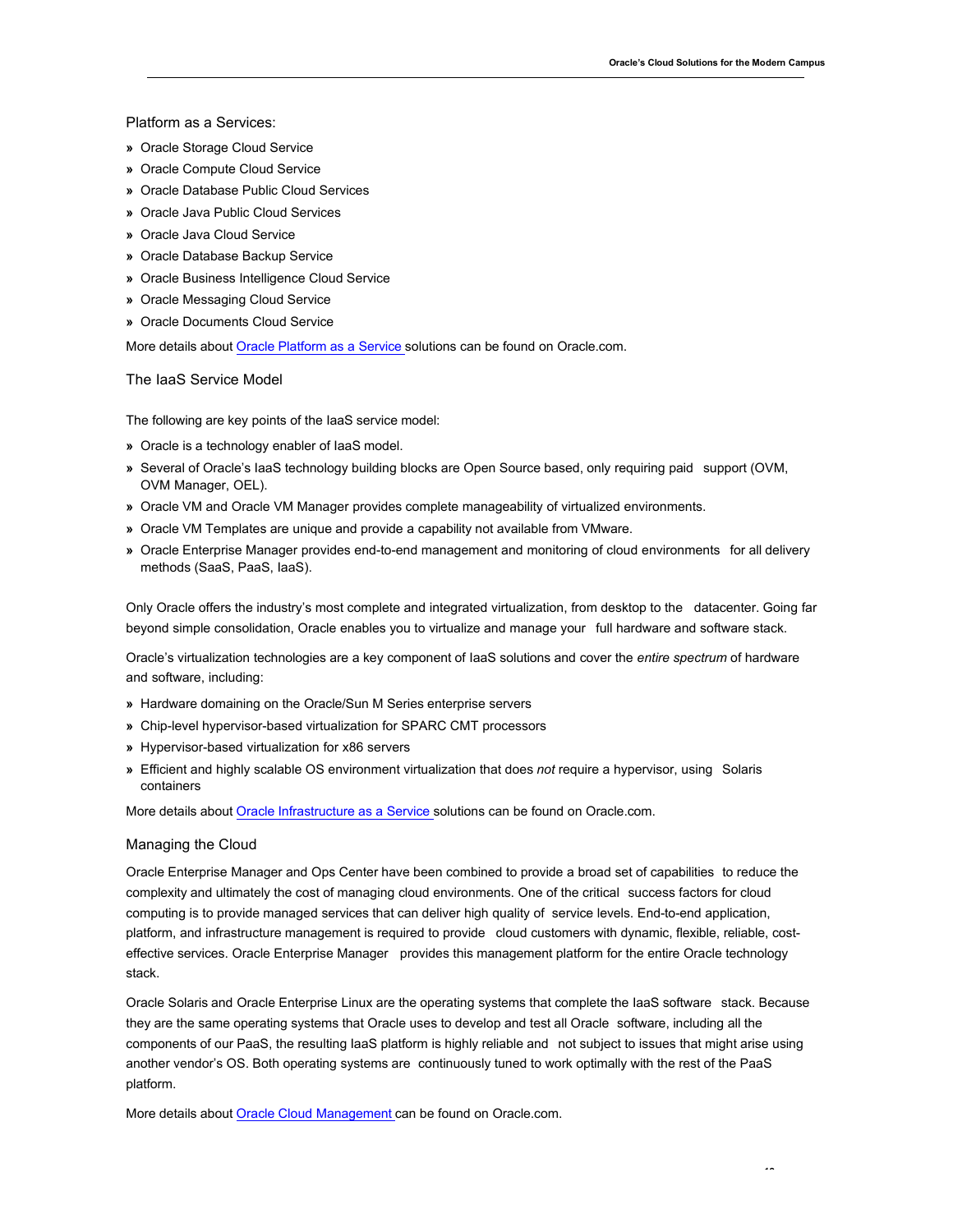### Platform as a Services:

- Oracle Storage Cloud Service
- Oracle Compute Cloud Service
- Oracle Database Public Cloud Services
- Oracle Java Public Cloud Services
- Oracle Java Cloud Service
- Oracle Database Backup Service
- Oracle Business Intelligence Cloud Service
- Oracle Messaging Cloud Service
- Oracle Documents Cloud Service

More details about Oracle Platform as a Service solutions can be found on Oracle.com.

### The IaaS Service Model

The following are key points of the IaaS service model:

- Oracle is a technology enabler of IaaS model.
- Several of Oracle's IaaS technology building blocks are Open Source based, only requiring paid support (OVM, OVM Manager, OEL).
- Oracle VM and Oracle VM Manager provides complete manageability of virtualized environments.
- Oracle VM Templates are unique and provide a capability not available from VMware.
- Oracle Enterprise Manager provides end-to-end management and monitoring of cloud environments for all delivery methods (SaaS, PaaS, IaaS).

Only Oracle offers the industry's most complete and integrated virtualization, from desktop to the datacenter. Going far beyond simple consolidation, Oracle enables you to virtualize and manage your full hardware and software stack.

Oracle's virtualization technologies are a key component of IaaS solutions and cover the *entire spectrum* of hardware and software, including:

- Hardware domaining on the Oracle/Sun M Series enterprise servers
- Chip-level hypervisor-based virtualization for SPARC CMT processors
- Hypervisor-based virtualization for x86 servers
- Efficient and highly scalable OS environment virtualization that does *not* require a hypervisor, using Solaris containers

More details about Oracle Infrastructure as a Service solutions can be found on Oracle.com.

### Managing the Cloud

Oracle Enterprise Manager and Ops Center have been combined to provide a broad set of capabilities to reduce the complexity and ultimately the cost of managing cloud environments. One of the critical success factors for cloud computing is to provide managed services that can deliver high quality of service levels. End-to-end application, platform, and infrastructure management is required to provide cloud customers with dynamic, flexible, reliable, cost-effective services. Oracle Enterprise Manager provides this management platform for the entire Oracle technology stack.

Oracle Solaris and Oracle Enterprise Linux are the operating systems that complete the IaaS software stack. Because they are the same operating systems that Oracle uses to develop and test all Oracle software, including all the components of our PaaS, the resulting IaaS platform is highly reliable and not subject to issues that might arise using another vendor's OS. Both operating systems are continuously tuned to work optimally with the rest of the PaaS platform.

More details about Oracle Cloud Management can be found on Oracle.com.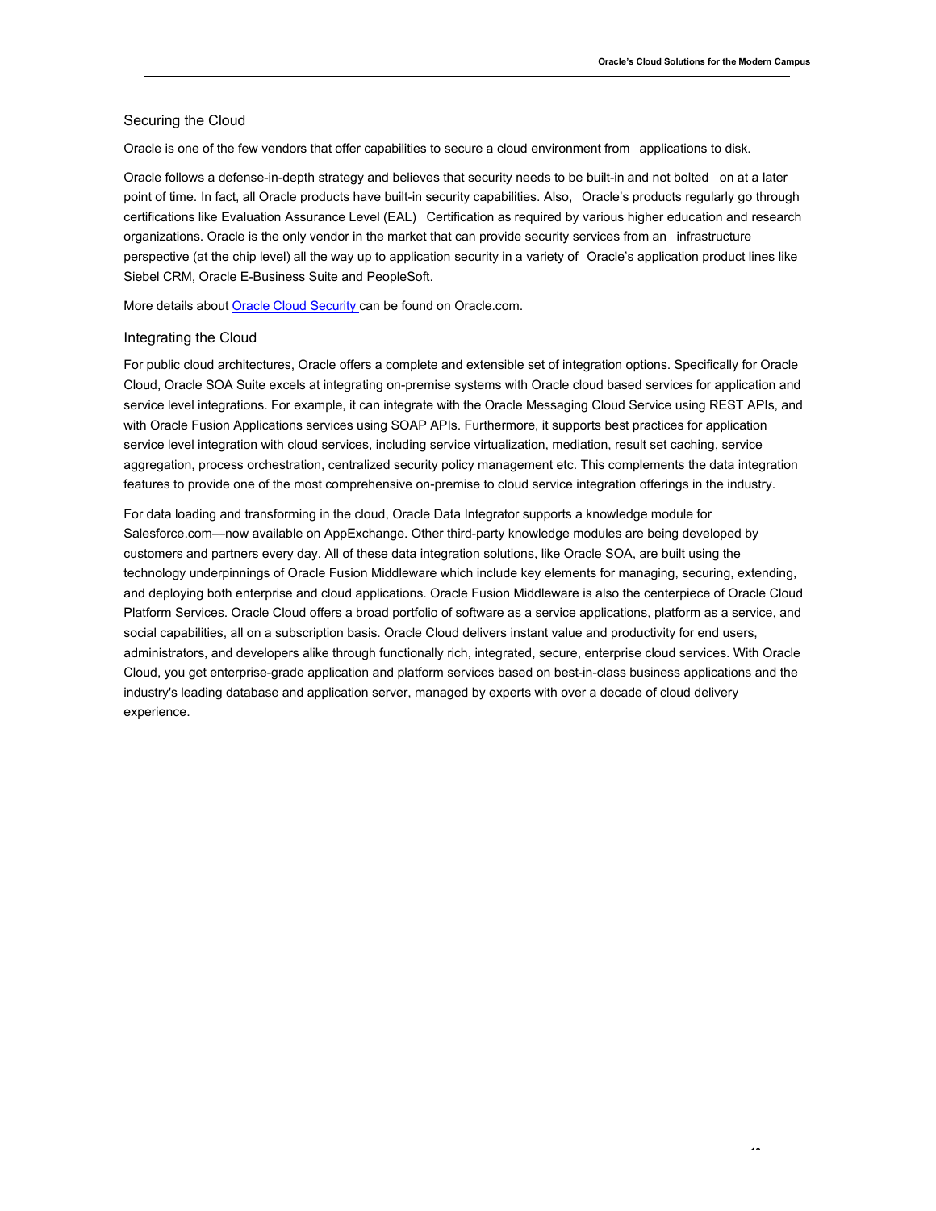## Securing the Cloud

Oracle is one of the few vendors that offer capabilities to secure a cloud environment from applications to disk.

Oracle follows a defense-in-depth strategy and believes that security needs to be built-in and not bolted on at a later point of time. In fact, all Oracle products have built-in security capabilities. Also, Oracle's products regularly go through certifications like Evaluation Assurance Level (EAL) Certification as required by various higher education and research organizations. Oracle is the only vendor in the market that can provide security services from an infrastructure perspective (at the chip level) all the way up to application security in a variety of Oracle's application product lines like Siebel CRM, Oracle E-Business Suite and PeopleSoft.

More details about Oracle Cloud Security can be found on Oracle.com.

## Integrating the Cloud

For public cloud architectures, Oracle offers a complete and extensible set of integration options. Specifically for Oracle Cloud, Oracle SOA Suite excels at integrating on-premise systems with Oracle cloud based services for application and service level integrations. For example, it can integrate with the Oracle Messaging Cloud Service using REST APIs, and with Oracle Fusion Applications services using SOAP APIs. Furthermore, it supports best practices for application service level integration with cloud services, including service virtualization, mediation, result set caching, service aggregation, process orchestration, centralized security policy management etc. This complements the data integration features to provide one of the most comprehensive on-premise to cloud service integration offerings in the industry.

For data loading and transforming in the cloud, Oracle Data Integrator supports a knowledge module for Salesforce.com—now available on AppExchange. Other third-party knowledge modules are being developed by customers and partners every day. All of these data integration solutions, like Oracle SOA, are built using the technology underpinnings of Oracle Fusion Middleware which include key elements for managing, securing, extending, and deploying both enterprise and cloud applications. Oracle Fusion Middleware is also the centerpiece of Oracle Cloud Platform Services. Oracle Cloud offers a broad portfolio of software as a service applications, platform as a service, and social capabilities, all on a subscription basis. Oracle Cloud delivers instant value and productivity for end users, administrators, and developers alike through functionally rich, integrated, secure, enterprise cloud services. With Oracle Cloud, you get enterprise-grade application and platform services based on best-in-class business applications and the industry's leading database and application server, managed by experts with over a decade of cloud delivery experience.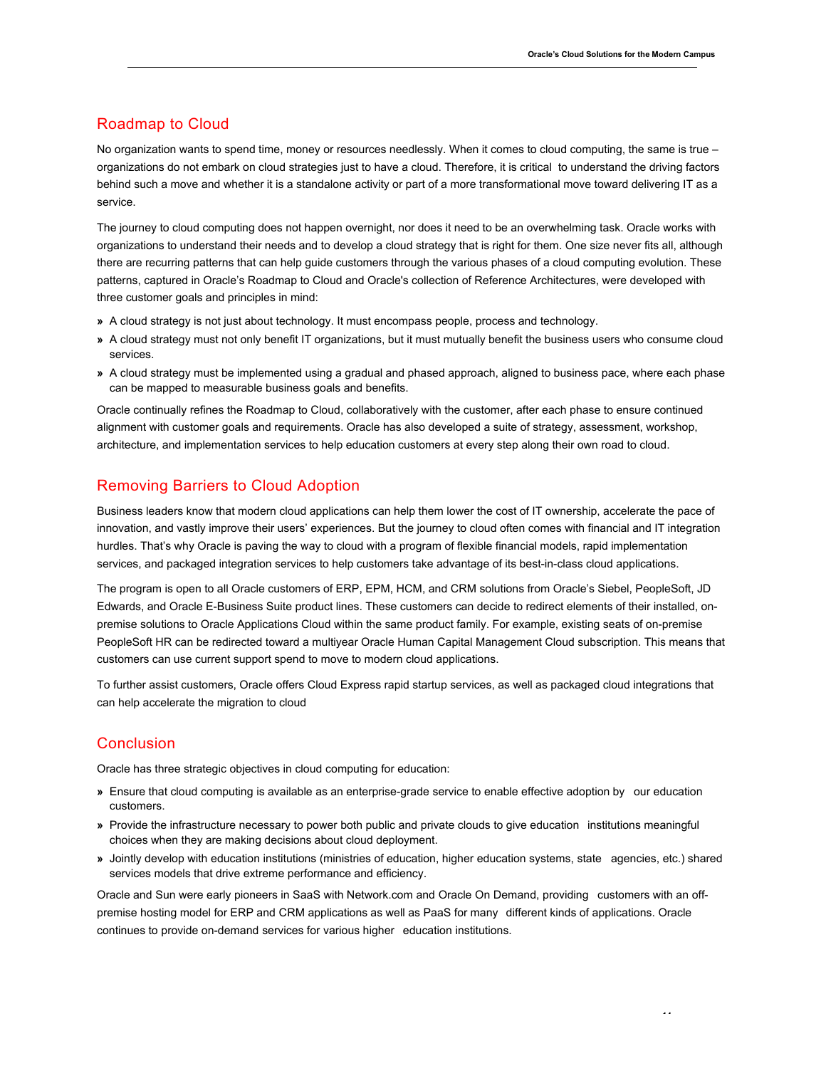## Roadmap to Cloud

No organization wants to spend time, money or resources needlessly. When it comes to cloud computing, the same is true – organizations do not embark on cloud strategies just to have a cloud. Therefore, it is critical to understand the driving factors behind such a move and whether it is a standalone activity or part of a more transformational move toward delivering IT as a service.

The journey to cloud computing does not happen overnight, nor does it need to be an overwhelming task. Oracle works with organizations to understand their needs and to develop a cloud strategy that is right for them. One size never fits all, although there are recurring patterns that can help guide customers through the various phases of a cloud computing evolution. These patterns, captured in Oracle's Roadmap to Cloud and Oracle's collection of Reference Architectures, were developed with three customer goals and principles in mind:

» A cloud strategy is not just about technology. It must encompass people, process and technology.
» A cloud strategy must not only benefit IT organizations, but it must mutually benefit the business users who consume cloud services.
» A cloud strategy must be implemented using a gradual and phased approach, aligned to business pace, where each phase can be mapped to measurable business goals and benefits.

Oracle continually refines the Roadmap to Cloud, collaboratively with the customer, after each phase to ensure continued alignment with customer goals and requirements. Oracle has also developed a suite of strategy, assessment, workshop, architecture, and implementation services to help education customers at every step along their own road to cloud.

## Removing Barriers to Cloud Adoption

Business leaders know that modern cloud applications can help them lower the cost of IT ownership, accelerate the pace of innovation, and vastly improve their users' experiences. But the journey to cloud often comes with financial and IT integration hurdles. That's why Oracle is paving the way to cloud with a program of flexible financial models, rapid implementation services, and packaged integration services to help customers take advantage of its best-in-class cloud applications.

The program is open to all Oracle customers of ERP, EPM, HCM, and CRM solutions from Oracle's Siebel, PeopleSoft, JD Edwards, and Oracle E-Business Suite product lines. These customers can decide to redirect elements of their installed, on-premise solutions to Oracle Applications Cloud within the same product family. For example, existing seats of on-premise PeopleSoft HR can be redirected toward a multiyear Oracle Human Capital Management Cloud subscription. This means that customers can use current support spend to move to modern cloud applications.

To further assist customers, Oracle offers Cloud Express rapid startup services, as well as packaged cloud integrations that can help accelerate the migration to cloud

## Conclusion

Oracle has three strategic objectives in cloud computing for education:

» Ensure that cloud computing is available as an enterprise-grade service to enable effective adoption by our education customers.
» Provide the infrastructure necessary to power both public and private clouds to give education institutions meaningful choices when they are making decisions about cloud deployment.
» Jointly develop with education institutions (ministries of education, higher education systems, state agencies, etc.) shared services models that drive extreme performance and efficiency.

Oracle and Sun were early pioneers in SaaS with Network.com and Oracle On Demand, providing customers with an off-premise hosting model for ERP and CRM applications as well as PaaS for many different kinds of applications. Oracle continues to provide on-demand services for various higher education institutions.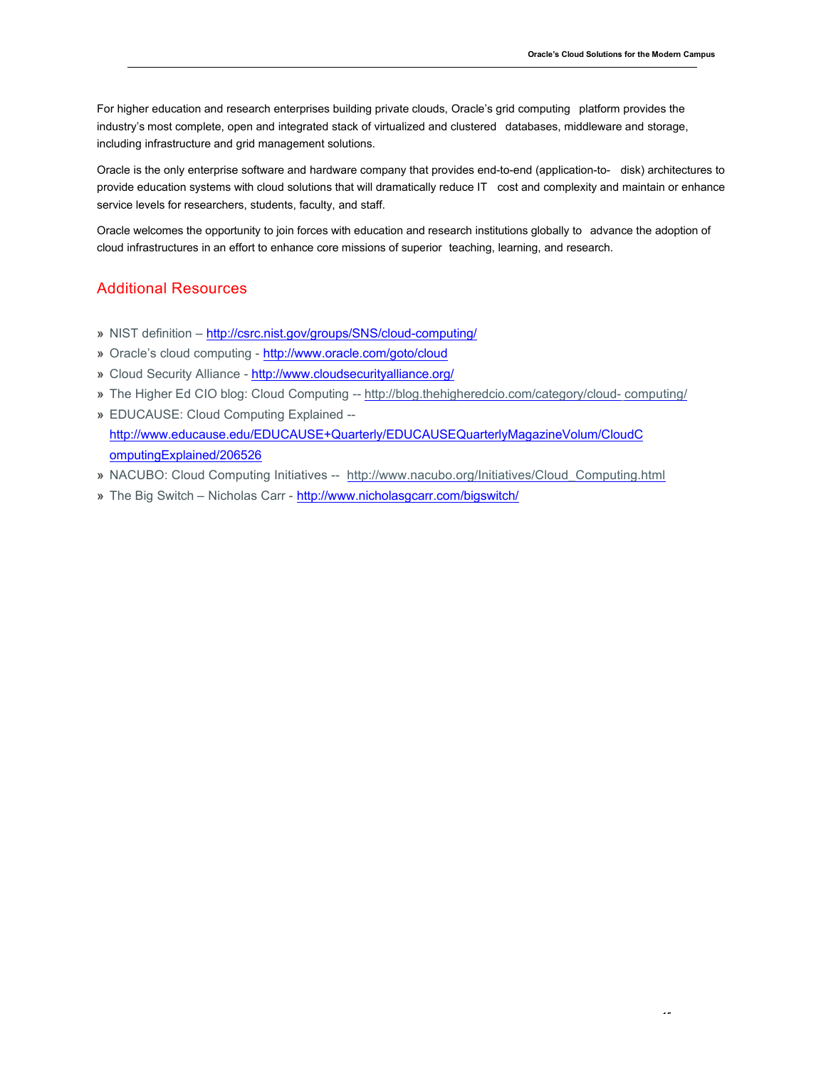For higher education and research enterprises building private clouds, Oracle's grid computing platform provides the industry's most complete, open and integrated stack of virtualized and clustered databases, middleware and storage, including infrastructure and grid management solutions.

Oracle is the only enterprise software and hardware company that provides end-to-end (application-to- disk) architectures to provide education systems with cloud solutions that will dramatically reduce IT cost and complexity and maintain or enhance service levels for researchers, students, faculty, and staff.

Oracle welcomes the opportunity to join forces with education and research institutions globally to advance the adoption of cloud infrastructures in an effort to enhance core missions of superior teaching, learning, and research.

## Additional Resources

- NIST definition – http://csrc.nist.gov/groups/SNS/cloud-computing/
- Oracle's cloud computing - http://www.oracle.com/goto/cloud
- Cloud Security Alliance - http://www.cloudsecurityalliance.org/
- The Higher Ed CIO blog: Cloud Computing -- http://blog.thehigheredcio.com/category/cloud- computing/
- EDUCAUSE: Cloud Computing Explained -- http://www.educause.edu/EDUCAUSE+Quarterly/EDUCAUSEQuarterlyMagazineVolum/CloudComputingExplained/206526
- NACUBO: Cloud Computing Initiatives -- http://www.nacubo.org/Initiatives/Cloud_Computing.html
- The Big Switch – Nicholas Carr - http://www.nicholasgcarr.com/bigswitch/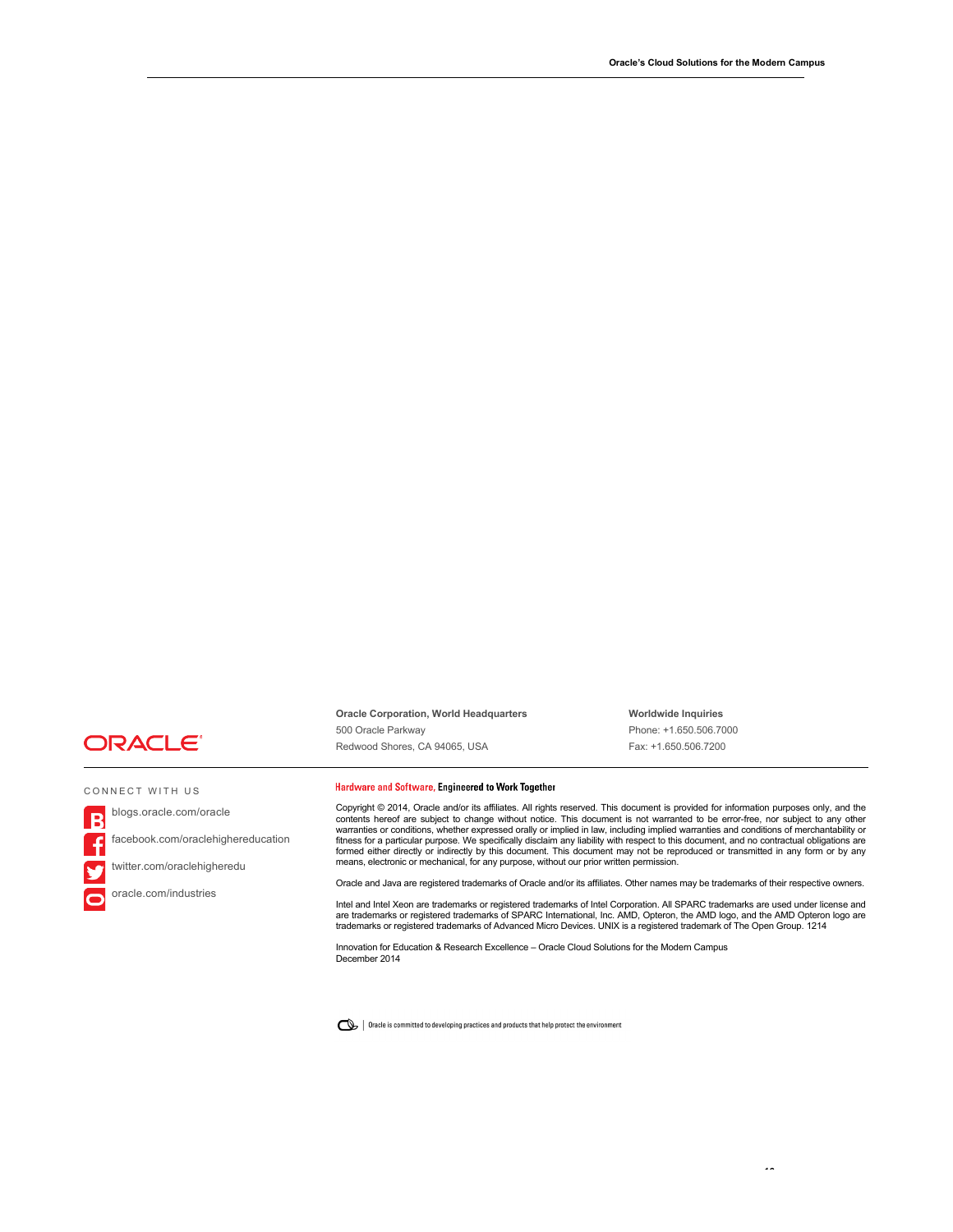ORACLE

**Oracle Corporation, World Headquarters**
500 Oracle Parkway
Redwood Shores, CA 94065, USA

**Worldwide Inquiries**
Phone: +1.650.506.7000
Fax: +1.650.506.7200

CONNECT WITH US

blogs.oracle.com/oracle

facebook.com/oraclehighereducation

twitter.com/oraclehigheredu

oracle.com/industries

**Hardware and Software, Engineered to Work Together**

Copyright © 2014, Oracle and/or its affiliates. All rights reserved. This document is provided for information purposes only, and the contents hereof are subject to change without notice. This document is not warranted to be error-free, nor subject to any other warranties or conditions, whether expressed orally or implied in law, including implied warranties and conditions of merchantability or fitness for a particular purpose. We specifically disclaim any liability with respect to this document, and no contractual obligations are formed either directly or indirectly by this document. This document may not be reproduced or transmitted in any form or by any means, electronic or mechanical, for any purpose, without our prior written permission.

Oracle and Java are registered trademarks of Oracle and/or its affiliates. Other names may be trademarks of their respective owners.

Intel and Intel Xeon are trademarks or registered trademarks of Intel Corporation. All SPARC trademarks are used under license and are trademarks or registered trademarks of SPARC International, Inc. AMD, Opteron, the AMD logo, and the AMD Opteron logo are trademarks or registered trademarks of Advanced Micro Devices. UNIX is a registered trademark of The Open Group. 1214

Innovation for Education & Research Excellence – Oracle Cloud Solutions for the Modern Campus
December 2014

Oracle is committed to developing practices and products that help protect the environment